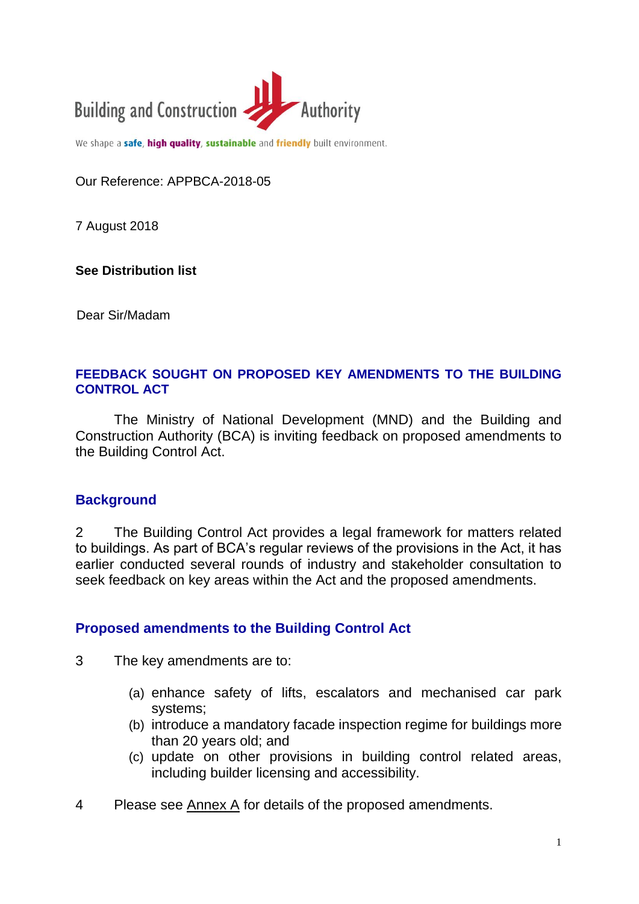Building and Construction Authority

We shape a **safe**, **high quality**, **sustainable** and **friendly** built environment.

Our Reference: APPBCA-2018-05

7 August 2018

**See Distribution list**

Dear Sir/Madam

## FEEDBACK SOUGHT ON PROPOSED KEY AMENDMENTS TO THE BUILDING CONTROL ACT

The Ministry of National Development (MND) and the Building and Construction Authority (BCA) is inviting feedback on proposed amendments to the Building Control Act.

## Background

2 The Building Control Act provides a legal framework for matters related to buildings. As part of BCA's regular reviews of the provisions in the Act, it has earlier conducted several rounds of industry and stakeholder consultation to seek feedback on key areas within the Act and the proposed amendments.

## Proposed amendments to the Building Control Act

3 The key amendments are to:

(a) enhance safety of lifts, escalators and mechanised car park systems;
(b) introduce a mandatory facade inspection regime for buildings more than 20 years old; and
(c) update on other provisions in building control related areas, including builder licensing and accessibility.

4 Please see Annex A for details of the proposed amendments.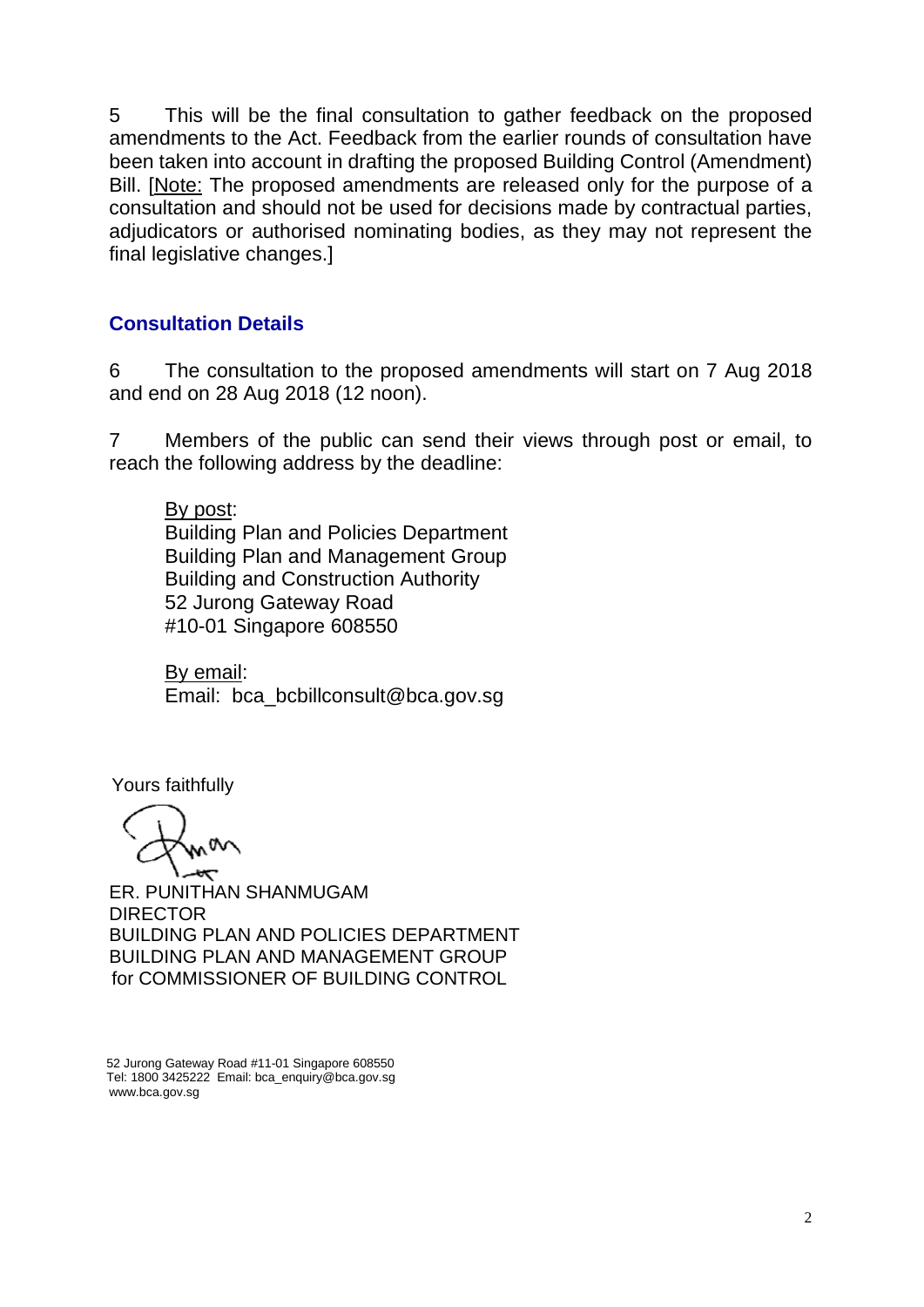5 This will be the final consultation to gather feedback on the proposed amendments to the Act. Feedback from the earlier rounds of consultation have been taken into account in drafting the proposed Building Control (Amendment) Bill. [Note: The proposed amendments are released only for the purpose of a consultation and should not be used for decisions made by contractual parties, adjudicators or authorised nominating bodies, as they may not represent the final legislative changes.]

## Consultation Details

6 The consultation to the proposed amendments will start on 7 Aug 2018 and end on 28 Aug 2018 (12 noon).

7 Members of the public can send their views through post or email, to reach the following address by the deadline:

By post:
Building Plan and Policies Department
Building Plan and Management Group
Building and Construction Authority
52 Jurong Gateway Road
#10-01 Singapore 608550

By email:
Email: bca_bcbillconsult@bca.gov.sg

Yours faithfully

ER. PUNITHAN SHANMUGAM
DIRECTOR
BUILDING PLAN AND POLICIES DEPARTMENT
BUILDING PLAN AND MANAGEMENT GROUP
for COMMISSIONER OF BUILDING CONTROL

52 Jurong Gateway Road #11-01 Singapore 608550
Tel: 1800 3425222 Email: bca_enquiry@bca.gov.sg
www.bca.gov.sg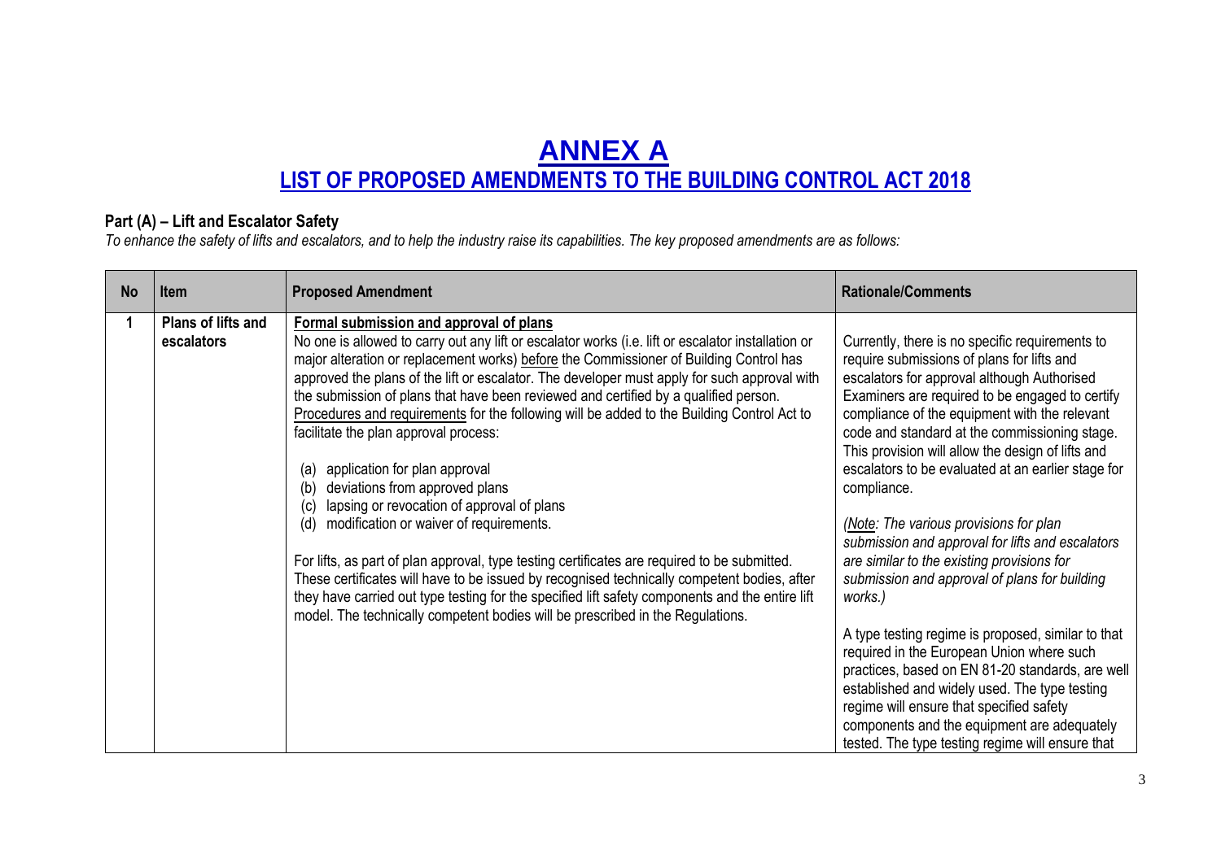# ANNEX A

## LIST OF PROPOSED AMENDMENTS TO THE BUILDING CONTROL ACT 2018

### Part (A) – Lift and Escalator Safety

*To enhance the safety of lifts and escalators, and to help the industry raise its capabilities. The key proposed amendments are as follows:*

| No | Item | Proposed Amendment | Rationale/Comments |
|---|---|---|---|
| 1 | **Plans of lifts and escalators** | **Formal submission and approval of plans**<br>No one is allowed to carry out any lift or escalator works (i.e. lift or escalator installation or major alteration or replacement works) before the Commissioner of Building Control has approved the plans of the lift or escalator. The developer must apply for such approval with the submission of plans that have been reviewed and certified by a qualified person. Procedures and requirements for the following will be added to the Building Control Act to facilitate the plan approval process:<br>(a) application for plan approval<br>(b) deviations from approved plans<br>(c) lapsing or revocation of approval of plans<br>(d) modification or waiver of requirements.<br><br>For lifts, as part of plan approval, type testing certificates are required to be submitted. These certificates will have to be issued by recognised technically competent bodies, after they have carried out type testing for the specified lift safety components and the entire lift model. The technically competent bodies will be prescribed in the Regulations. | Currently, there is no specific requirements to require submissions of plans for lifts and escalators for approval although Authorised Examiners are required to be engaged to certify compliance of the equipment with the relevant code and standard at the commissioning stage. This provision will allow the design of lifts and escalators to be evaluated at an earlier stage for compliance.<br><br>*(Note: The various provisions for plan submission and approval for lifts and escalators are similar to the existing provisions for submission and approval of plans for building works.)*<br><br>A type testing regime is proposed, similar to that required in the European Union where such practices, based on EN 81-20 standards, are well established and widely used. The type testing regime will ensure that specified safety components and the equipment are adequately tested. The type testing regime will ensure that |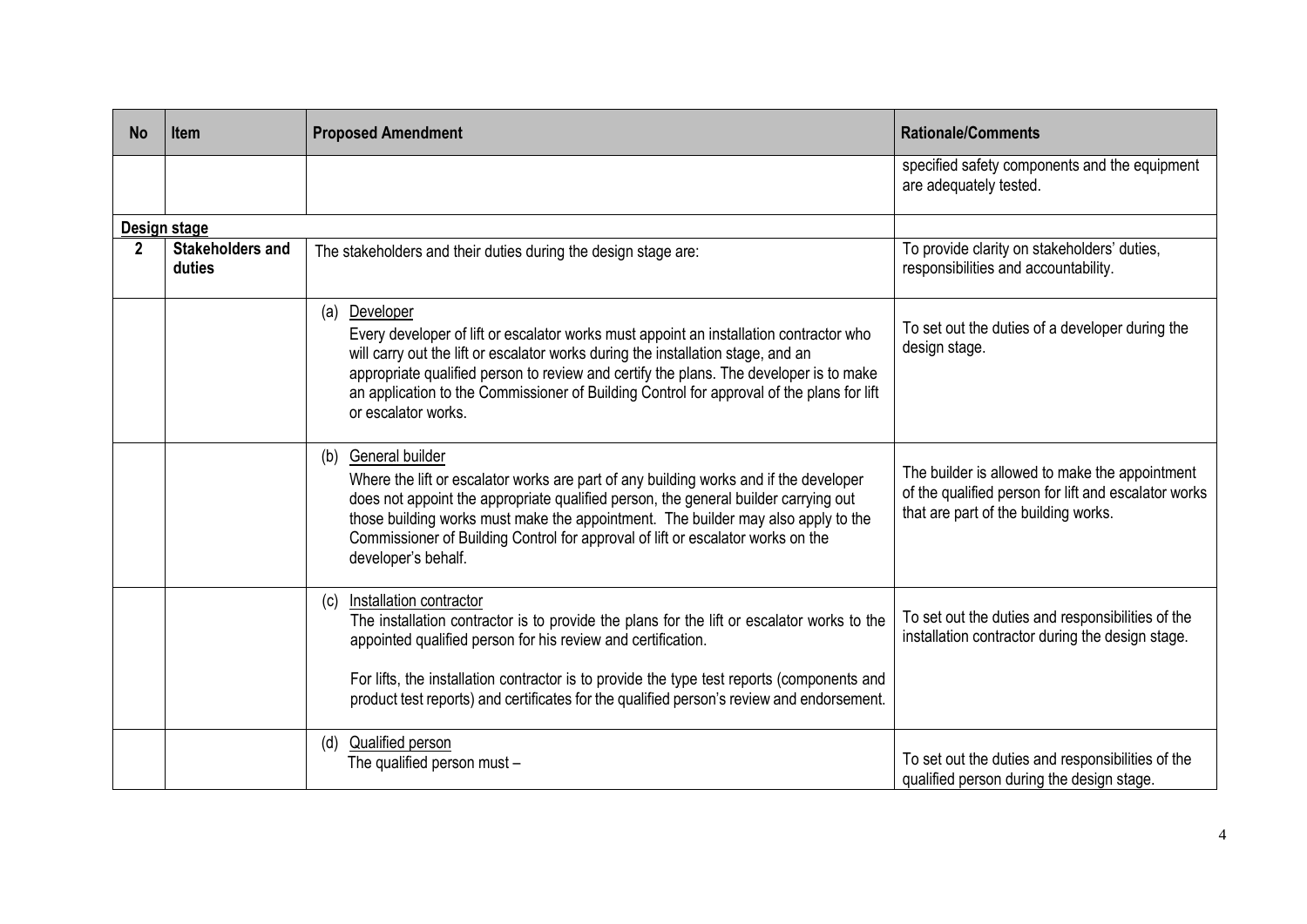| No | Item | Proposed Amendment | Rationale/Comments |
|---|---|---|---|
| | | | specified safety components and the equipment are adequately tested. |
| **Design stage** | | | |
| **2** | **Stakeholders and duties** | The stakeholders and their duties during the design stage are: | To provide clarity on stakeholders' duties, responsibilities and accountability. |
| | | (a) Developer<br>Every developer of lift or escalator works must appoint an installation contractor who will carry out the lift or escalator works during the installation stage, and an appropriate qualified person to review and certify the plans. The developer is to make an application to the Commissioner of Building Control for approval of the plans for lift or escalator works. | To set out the duties of a developer during the design stage. |
| | | (b) General builder<br>Where the lift or escalator works are part of any building works and if the developer does not appoint the appropriate qualified person, the general builder carrying out those building works must make the appointment. The builder may also apply to the Commissioner of Building Control for approval of lift or escalator works on the developer's behalf. | The builder is allowed to make the appointment of the qualified person for lift and escalator works that are part of the building works. |
| | | (c) Installation contractor<br>The installation contractor is to provide the plans for the lift or escalator works to the appointed qualified person for his review and certification.<br><br>For lifts, the installation contractor is to provide the type test reports (components and product test reports) and certificates for the qualified person's review and endorsement. | To set out the duties and responsibilities of the installation contractor during the design stage. |
| | | (d) Qualified person<br>The qualified person must – | To set out the duties and responsibilities of the qualified person during the design stage. |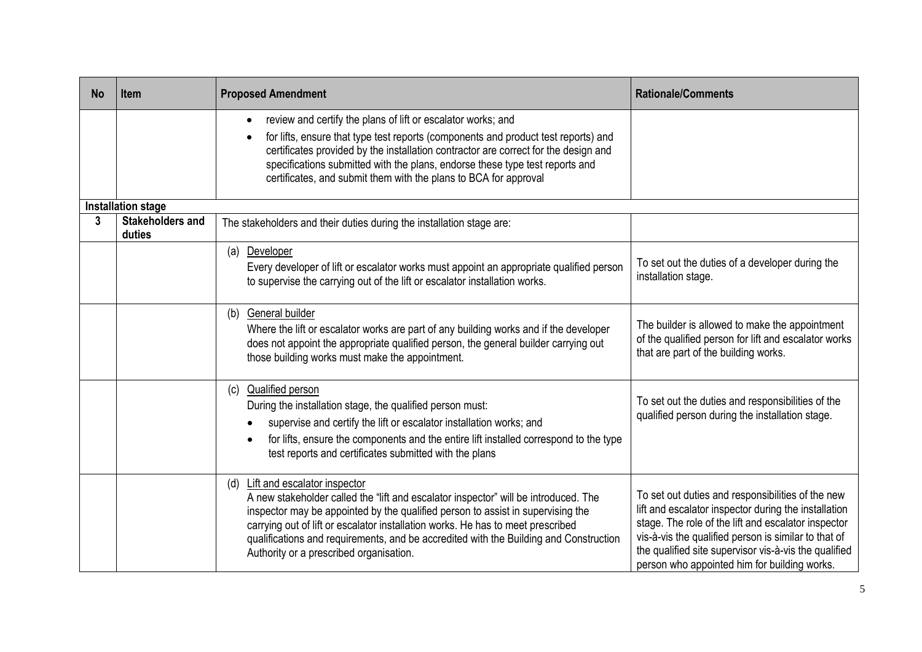| No | Item | Proposed Amendment | Rationale/Comments |
|---|---|---|---|
| | | • review and certify the plans of lift or escalator works; and<br>• for lifts, ensure that type test reports (components and product test reports) and certificates provided by the installation contractor are correct for the design and specifications submitted with the plans, endorse these type test reports and certificates, and submit them with the plans to BCA for approval | |
| **Installation stage** | | | |
| **3** | **Stakeholders and duties** | The stakeholders and their duties during the installation stage are: | |
| | | (a) Developer<br>Every developer of lift or escalator works must appoint an appropriate qualified person to supervise the carrying out of the lift or escalator installation works. | To set out the duties of a developer during the installation stage. |
| | | (b) General builder<br>Where the lift or escalator works are part of any building works and if the developer does not appoint the appropriate qualified person, the general builder carrying out those building works must make the appointment. | The builder is allowed to make the appointment of the qualified person for lift and escalator works that are part of the building works. |
| | | (c) Qualified person<br>During the installation stage, the qualified person must:<br>• supervise and certify the lift or escalator installation works; and<br>• for lifts, ensure the components and the entire lift installed correspond to the type test reports and certificates submitted with the plans | To set out the duties and responsibilities of the qualified person during the installation stage. |
| | | (d) Lift and escalator inspector<br>A new stakeholder called the "lift and escalator inspector" will be introduced. The inspector may be appointed by the qualified person to assist in supervising the carrying out of lift or escalator installation works. He has to meet prescribed qualifications and requirements, and be accredited with the Building and Construction Authority or a prescribed organisation. | To set out duties and responsibilities of the new lift and escalator inspector during the installation stage. The role of the lift and escalator inspector vis-à-vis the qualified person is similar to that of the qualified site supervisor vis-à-vis the qualified person who appointed him for building works. |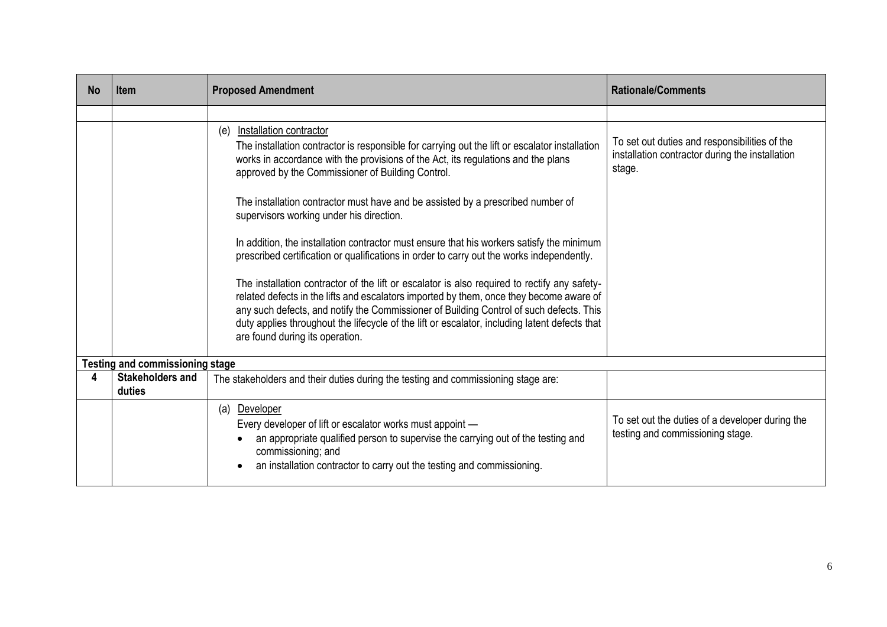| No | Item | Proposed Amendment | Rationale/Comments |
|---|---|---|---|
| | | | |
| | | (e) Installation contractor<br>The installation contractor is responsible for carrying out the lift or escalator installation works in accordance with the provisions of the Act, its regulations and the plans approved by the Commissioner of Building Control.<br><br>The installation contractor must have and be assisted by a prescribed number of supervisors working under his direction.<br><br>In addition, the installation contractor must ensure that his workers satisfy the minimum prescribed certification or qualifications in order to carry out the works independently.<br><br>The installation contractor of the lift or escalator is also required to rectify any safety-related defects in the lifts and escalators imported by them, once they become aware of any such defects, and notify the Commissioner of Building Control of such defects. This duty applies throughout the lifecycle of the lift or escalator, including latent defects that are found during its operation. | To set out duties and responsibilities of the installation contractor during the installation stage. |
| **Testing and commissioning stage** | | | |
| **4** | **Stakeholders and duties** | The stakeholders and their duties during the testing and commissioning stage are: | |
| | | (a) Developer<br>Every developer of lift or escalator works must appoint —<br>• an appropriate qualified person to supervise the carrying out of the testing and commissioning; and<br>• an installation contractor to carry out the testing and commissioning. | To set out the duties of a developer during the testing and commissioning stage. |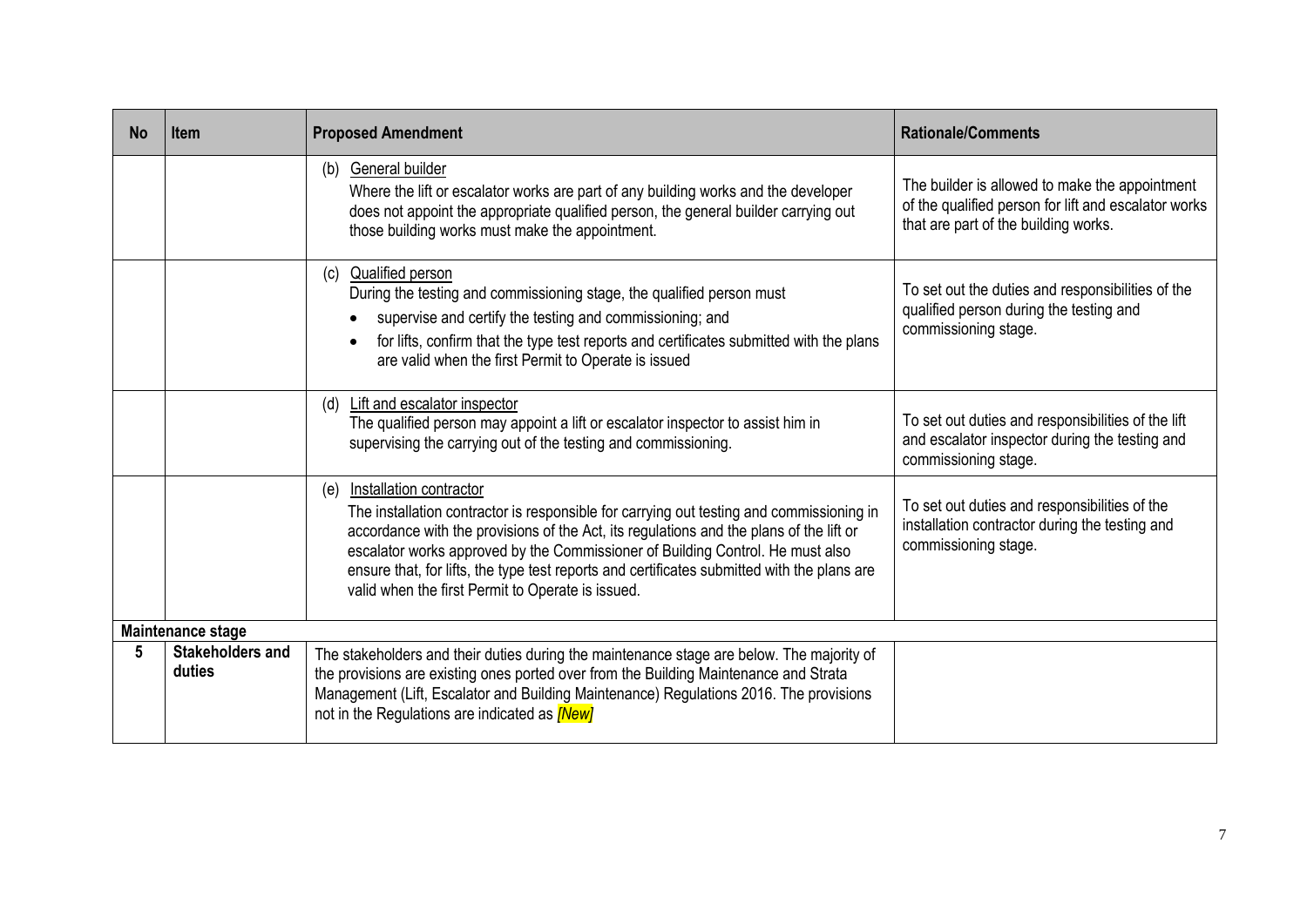| No | Item | Proposed Amendment | Rationale/Comments |
|---|---|---|---|
| | | (b) General builder<br>Where the lift or escalator works are part of any building works and the developer does not appoint the appropriate qualified person, the general builder carrying out those building works must make the appointment. | The builder is allowed to make the appointment of the qualified person for lift and escalator works that are part of the building works. |
| | | (c) Qualified person<br>During the testing and commissioning stage, the qualified person must<br>• supervise and certify the testing and commissioning; and<br>• for lifts, confirm that the type test reports and certificates submitted with the plans are valid when the first Permit to Operate is issued | To set out the duties and responsibilities of the qualified person during the testing and commissioning stage. |
| | | (d) Lift and escalator inspector<br>The qualified person may appoint a lift or escalator inspector to assist him in supervising the carrying out of the testing and commissioning. | To set out duties and responsibilities of the lift and escalator inspector during the testing and commissioning stage. |
| | | (e) Installation contractor<br>The installation contractor is responsible for carrying out testing and commissioning in accordance with the provisions of the Act, its regulations and the plans of the lift or escalator works approved by the Commissioner of Building Control. He must also ensure that, for lifts, the type test reports and certificates submitted with the plans are valid when the first Permit to Operate is issued. | To set out duties and responsibilities of the installation contractor during the testing and commissioning stage. |
| **Maintenance stage** | | | |
| **5** | **Stakeholders and duties** | The stakeholders and their duties during the maintenance stage are below. The majority of the provisions are existing ones ported over from the Building Maintenance and Strata Management (Lift, Escalator and Building Maintenance) Regulations 2016. The provisions not in the Regulations are indicated as ***[New]*** | |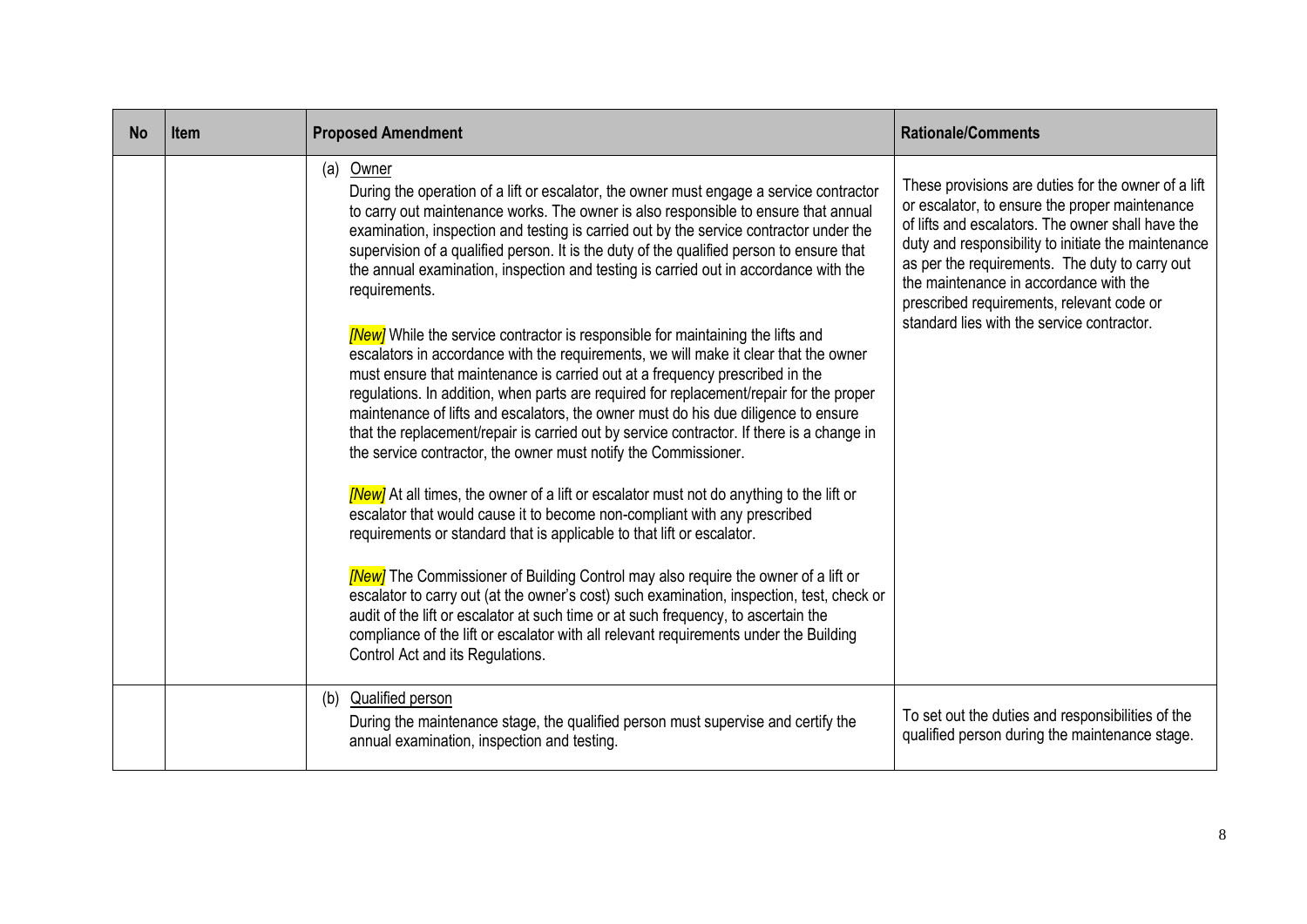| No | Item | Proposed Amendment | Rationale/Comments |
|---|---|---|---|
| | | (a) <u>Owner</u><br>During the operation of a lift or escalator, the owner must engage a service contractor to carry out maintenance works. The owner is also responsible to ensure that annual examination, inspection and testing is carried out by the service contractor under the supervision of a qualified person. It is the duty of the qualified person to ensure that the annual examination, inspection and testing is carried out in accordance with the requirements.<br><br>*[New]* While the service contractor is responsible for maintaining the lifts and escalators in accordance with the requirements, we will make it clear that the owner must ensure that maintenance is carried out at a frequency prescribed in the regulations. In addition, when parts are required for replacement/repair for the proper maintenance of lifts and escalators, the owner must do his due diligence to ensure that the replacement/repair is carried out by service contractor. If there is a change in the service contractor, the owner must notify the Commissioner.<br><br>*[New]* At all times, the owner of a lift or escalator must not do anything to the lift or escalator that would cause it to become non-compliant with any prescribed requirements or standard that is applicable to that lift or escalator.<br><br>*[New]* The Commissioner of Building Control may also require the owner of a lift or escalator to carry out (at the owner's cost) such examination, inspection, test, check or audit of the lift or escalator at such time or at such frequency, to ascertain the compliance of the lift or escalator with all relevant requirements under the Building Control Act and its Regulations. | These provisions are duties for the owner of a lift or escalator, to ensure the proper maintenance of lifts and escalators. The owner shall have the duty and responsibility to initiate the maintenance as per the requirements. The duty to carry out the maintenance in accordance with the prescribed requirements, relevant code or standard lies with the service contractor. |
| | | (b) <u>Qualified person</u><br>During the maintenance stage, the qualified person must supervise and certify the annual examination, inspection and testing. | To set out the duties and responsibilities of the qualified person during the maintenance stage. |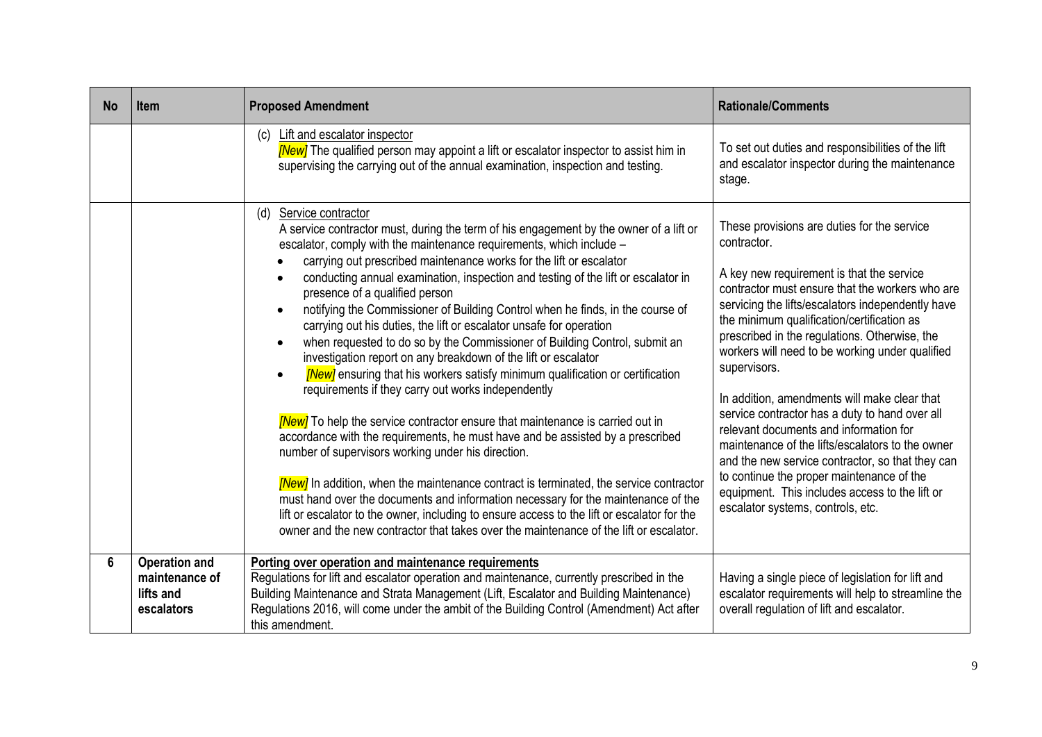| No | Item | Proposed Amendment | Rationale/Comments |
|---|---|---|---|
| | | (c) Lift and escalator inspector<br>*[New]* The qualified person may appoint a lift or escalator inspector to assist him in supervising the carrying out of the annual examination, inspection and testing. | To set out duties and responsibilities of the lift and escalator inspector during the maintenance stage. |
| | | (d) Service contractor<br>A service contractor must, during the term of his engagement by the owner of a lift or escalator, comply with the maintenance requirements, which include –<br>• carrying out prescribed maintenance works for the lift or escalator<br>• conducting annual examination, inspection and testing of the lift or escalator in presence of a qualified person<br>• notifying the Commissioner of Building Control when he finds, in the course of carrying out his duties, the lift or escalator unsafe for operation<br>• when requested to do so by the Commissioner of Building Control, submit an investigation report on any breakdown of the lift or escalator<br>• *[New]* ensuring that his workers satisfy minimum qualification or certification requirements if they carry out works independently<br><br>*[New]* To help the service contractor ensure that maintenance is carried out in accordance with the requirements, he must have and be assisted by a prescribed number of supervisors working under his direction.<br><br>*[New]* In addition, when the maintenance contract is terminated, the service contractor must hand over the documents and information necessary for the maintenance of the lift or escalator to the owner, including to ensure access to the lift or escalator for the owner and the new contractor that takes over the maintenance of the lift or escalator. | These provisions are duties for the service contractor.<br><br>A key new requirement is that the service contractor must ensure that the workers who are servicing the lifts/escalators independently have the minimum qualification/certification as prescribed in the regulations. Otherwise, the workers will need to be working under qualified supervisors.<br><br>In addition, amendments will make clear that service contractor has a duty to hand over all relevant documents and information for maintenance of the lifts/escalators to the owner and the new service contractor, so that they can to continue the proper maintenance of the equipment. This includes access to the lift or escalator systems, controls, etc. |
| 6 | **Operation and maintenance of lifts and escalators** | **Porting over operation and maintenance requirements**<br>Regulations for lift and escalator operation and maintenance, currently prescribed in the Building Maintenance and Strata Management (Lift, Escalator and Building Maintenance) Regulations 2016, will come under the ambit of the Building Control (Amendment) Act after this amendment. | Having a single piece of legislation for lift and escalator requirements will help to streamline the overall regulation of lift and escalator. |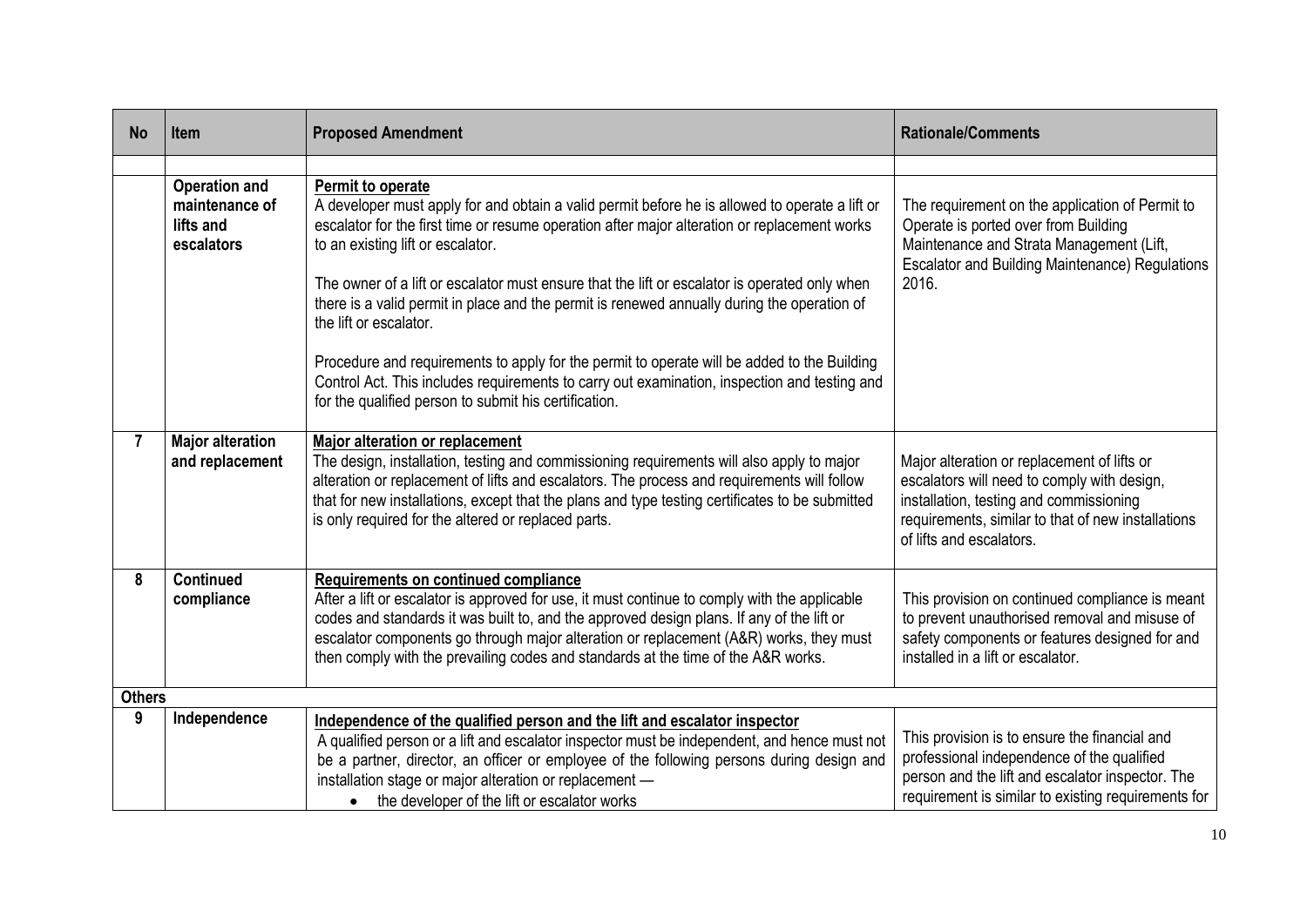| No | Item | Proposed Amendment | Rationale/Comments |
|---|---|---|---|
| | | | |
| | **Operation and maintenance of lifts and escalators** | **Permit to operate**<br>A developer must apply for and obtain a valid permit before he is allowed to operate a lift or escalator for the first time or resume operation after major alteration or replacement works to an existing lift or escalator.<br><br>The owner of a lift or escalator must ensure that the lift or escalator is operated only when there is a valid permit in place and the permit is renewed annually during the operation of the lift or escalator.<br><br>Procedure and requirements to apply for the permit to operate will be added to the Building Control Act. This includes requirements to carry out examination, inspection and testing and for the qualified person to submit his certification. | The requirement on the application of Permit to Operate is ported over from Building Maintenance and Strata Management (Lift, Escalator and Building Maintenance) Regulations 2016. |
| **7** | **Major alteration and replacement** | **Major alteration or replacement**<br>The design, installation, testing and commissioning requirements will also apply to major alteration or replacement of lifts and escalators. The process and requirements will follow that for new installations, except that the plans and type testing certificates to be submitted is only required for the altered or replaced parts. | Major alteration or replacement of lifts or escalators will need to comply with design, installation, testing and commissioning requirements, similar to that of new installations of lifts and escalators. |
| **8** | **Continued compliance** | **Requirements on continued compliance**<br>After a lift or escalator is approved for use, it must continue to comply with the applicable codes and standards it was built to, and the approved design plans. If any of the lift or escalator components go through major alteration or replacement (A&R) works, they must then comply with the prevailing codes and standards at the time of the A&R works. | This provision on continued compliance is meant to prevent unauthorised removal and misuse of safety components or features designed for and installed in a lift or escalator. |
| **Others** | | | |
| **9** | **Independence** | **Independence of the qualified person and the lift and escalator inspector**<br>A qualified person or a lift and escalator inspector must be independent, and hence must not be a partner, director, an officer or employee of the following persons during design and installation stage or major alteration or replacement —<br>• the developer of the lift or escalator works | This provision is to ensure the financial and professional independence of the qualified person and the lift and escalator inspector. The requirement is similar to existing requirements for |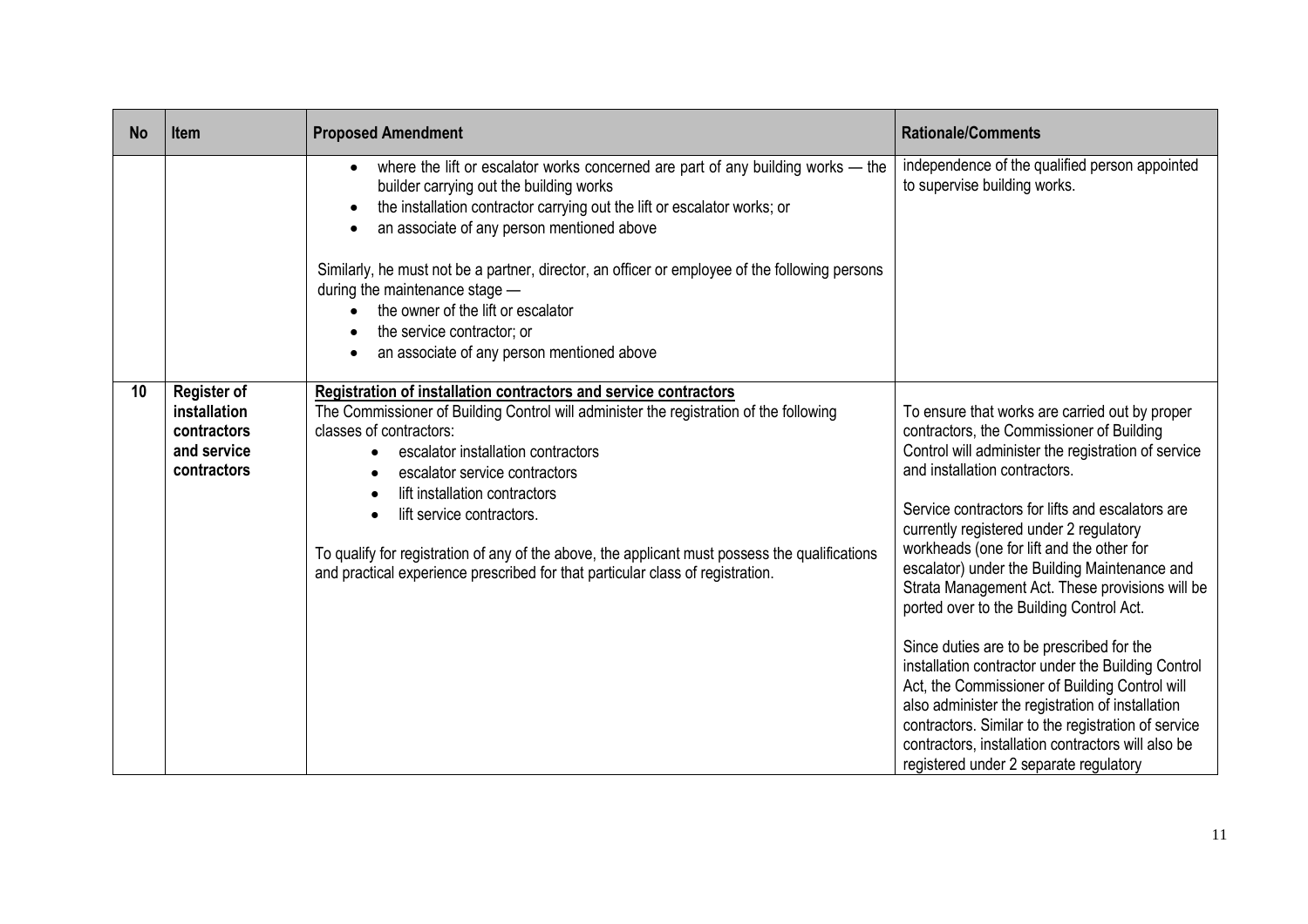| No | Item | Proposed Amendment | Rationale/Comments |
|---|---|---|---|
| | | • where the lift or escalator works concerned are part of any building works — the builder carrying out the building works<br>• the installation contractor carrying out the lift or escalator works; or<br>• an associate of any person mentioned above<br><br>Similarly, he must not be a partner, director, an officer or employee of the following persons during the maintenance stage —<br>• the owner of the lift or escalator<br>• the service contractor; or<br>• an associate of any person mentioned above | independence of the qualified person appointed to supervise building works. |
| 10 | **Register of installation contractors and service contractors** | **<u>Registration of installation contractors and service contractors</u>**<br>The Commissioner of Building Control will administer the registration of the following classes of contractors:<br>• escalator installation contractors<br>• escalator service contractors<br>• lift installation contractors<br>• lift service contractors.<br><br>To qualify for registration of any of the above, the applicant must possess the qualifications and practical experience prescribed for that particular class of registration. | To ensure that works are carried out by proper contractors, the Commissioner of Building Control will administer the registration of service and installation contractors.<br><br>Service contractors for lifts and escalators are currently registered under 2 regulatory workheads (one for lift and the other for escalator) under the Building Maintenance and Strata Management Act. These provisions will be ported over to the Building Control Act.<br><br>Since duties are to be prescribed for the installation contractor under the Building Control Act, the Commissioner of Building Control will also administer the registration of installation contractors. Similar to the registration of service contractors, installation contractors will also be registered under 2 separate regulatory |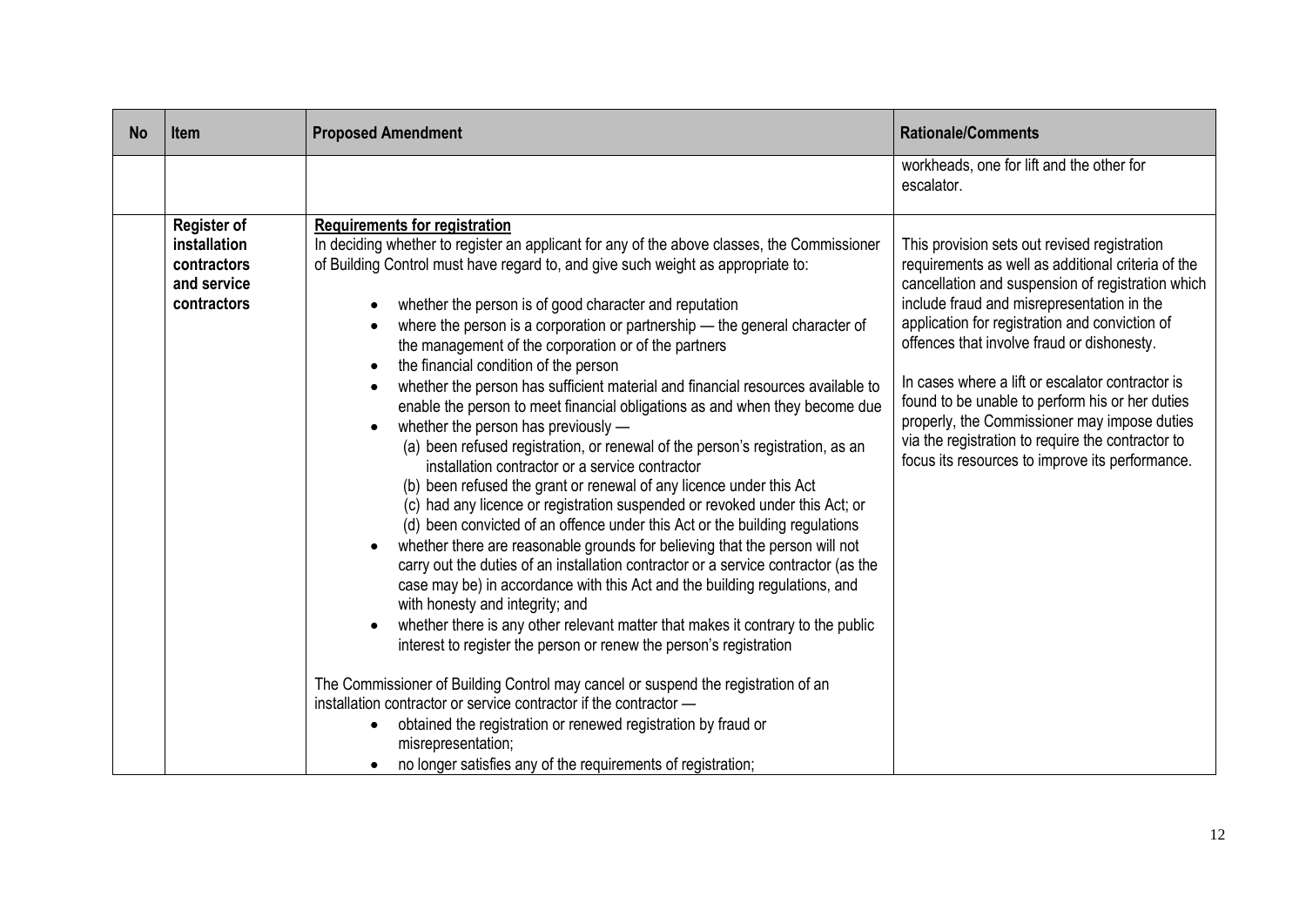| No | Item | Proposed Amendment | Rationale/Comments |
|---|---|---|---|
| | | | workheads, one for lift and the other for escalator. |
| | **Register of installation contractors and service contractors** | **<u>Requirements for registration</u>**<br>In deciding whether to register an applicant for any of the above classes, the Commissioner of Building Control must have regard to, and give such weight as appropriate to:<br>• whether the person is of good character and reputation<br>• where the person is a corporation or partnership — the general character of the management of the corporation or of the partners<br>• the financial condition of the person<br>• whether the person has sufficient material and financial resources available to enable the person to meet financial obligations as and when they become due<br>• whether the person has previously —<br>(a) been refused registration, or renewal of the person's registration, as an installation contractor or a service contractor<br>(b) been refused the grant or renewal of any licence under this Act<br>(c) had any licence or registration suspended or revoked under this Act; or<br>(d) been convicted of an offence under this Act or the building regulations<br>• whether there are reasonable grounds for believing that the person will not carry out the duties of an installation contractor or a service contractor (as the case may be) in accordance with this Act and the building regulations, and with honesty and integrity; and<br>• whether there is any other relevant matter that makes it contrary to the public interest to register the person or renew the person's registration<br><br>The Commissioner of Building Control may cancel or suspend the registration of an installation contractor or service contractor if the contractor —<br>• obtained the registration or renewed registration by fraud or misrepresentation;<br>• no longer satisfies any of the requirements of registration; | This provision sets out revised registration requirements as well as additional criteria of the cancellation and suspension of registration which include fraud and misrepresentation in the application for registration and conviction of offences that involve fraud or dishonesty.<br><br>In cases where a lift or escalator contractor is found to be unable to perform his or her duties properly, the Commissioner may impose duties via the registration to require the contractor to focus its resources to improve its performance. |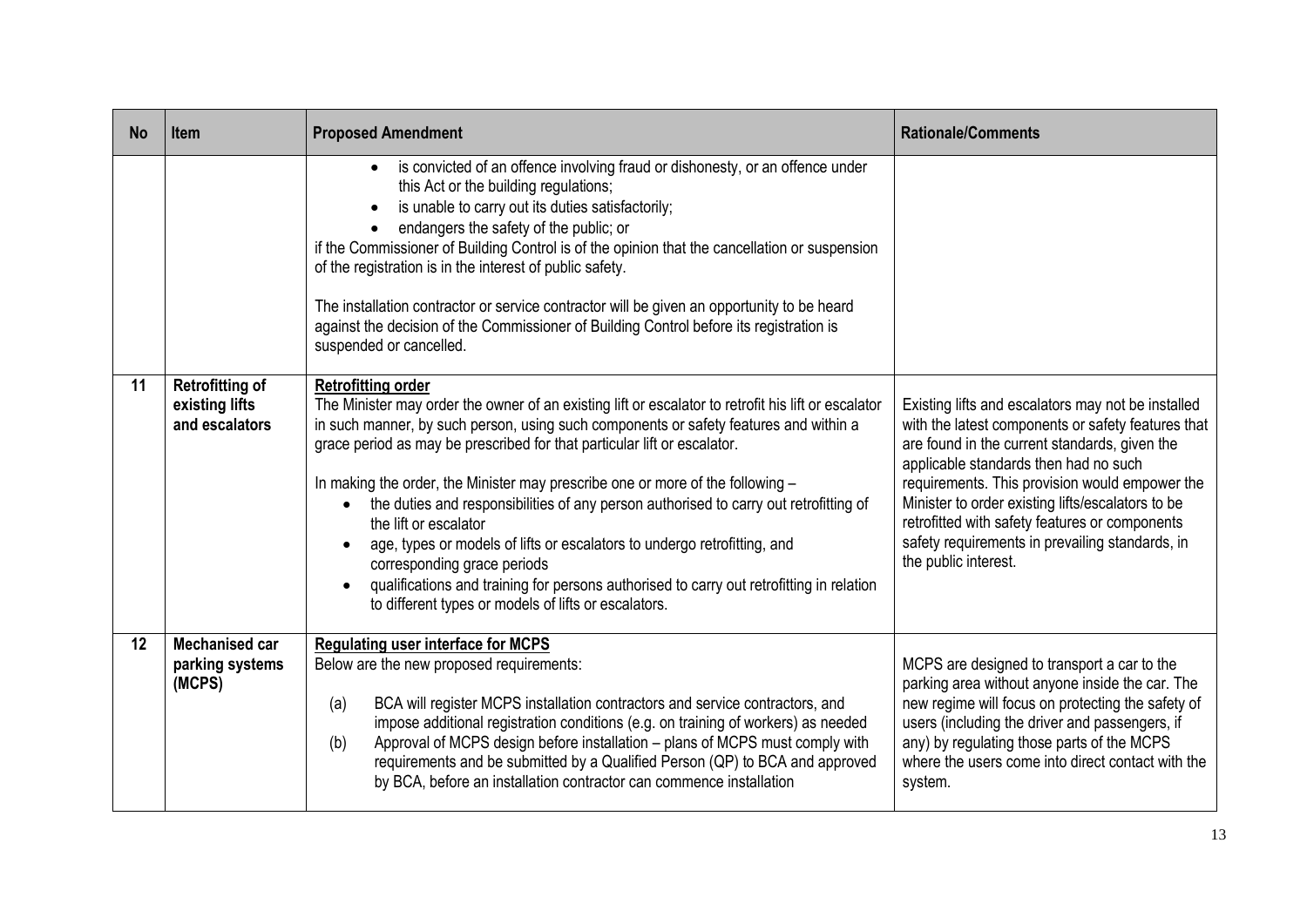| No | Item | Proposed Amendment | Rationale/Comments |
|---|---|---|---|
| | | • is convicted of an offence involving fraud or dishonesty, or an offence under this Act or the building regulations;<br>• is unable to carry out its duties satisfactorily;<br>• endangers the safety of the public; or<br>if the Commissioner of Building Control is of the opinion that the cancellation or suspension of the registration is in the interest of public safety.<br><br>The installation contractor or service contractor will be given an opportunity to be heard against the decision of the Commissioner of Building Control before its registration is suspended or cancelled. | |
| 11 | **Retrofitting of existing lifts and escalators** | **<u>Retrofitting order</u>**<br>The Minister may order the owner of an existing lift or escalator to retrofit his lift or escalator in such manner, by such person, using such components or safety features and within a grace period as may be prescribed for that particular lift or escalator.<br><br>In making the order, the Minister may prescribe one or more of the following –<br>• the duties and responsibilities of any person authorised to carry out retrofitting of the lift or escalator<br>• age, types or models of lifts or escalators to undergo retrofitting, and corresponding grace periods<br>• qualifications and training for persons authorised to carry out retrofitting in relation to different types or models of lifts or escalators. | Existing lifts and escalators may not be installed with the latest components or safety features that are found in the current standards, given the applicable standards then had no such requirements. This provision would empower the Minister to order existing lifts/escalators to be retrofitted with safety features or components safety requirements in prevailing standards, in the public interest. |
| 12 | **Mechanised car parking systems (MCPS)** | **<u>Regulating user interface for MCPS</u>**<br>Below are the new proposed requirements:<br><br>(a) BCA will register MCPS installation contractors and service contractors, and impose additional registration conditions (e.g. on training of workers) as needed<br>(b) Approval of MCPS design before installation – plans of MCPS must comply with requirements and be submitted by a Qualified Person (QP) to BCA and approved by BCA, before an installation contractor can commence installation | MCPS are designed to transport a car to the parking area without anyone inside the car. The new regime will focus on protecting the safety of users (including the driver and passengers, if any) by regulating those parts of the MCPS where the users come into direct contact with the system. |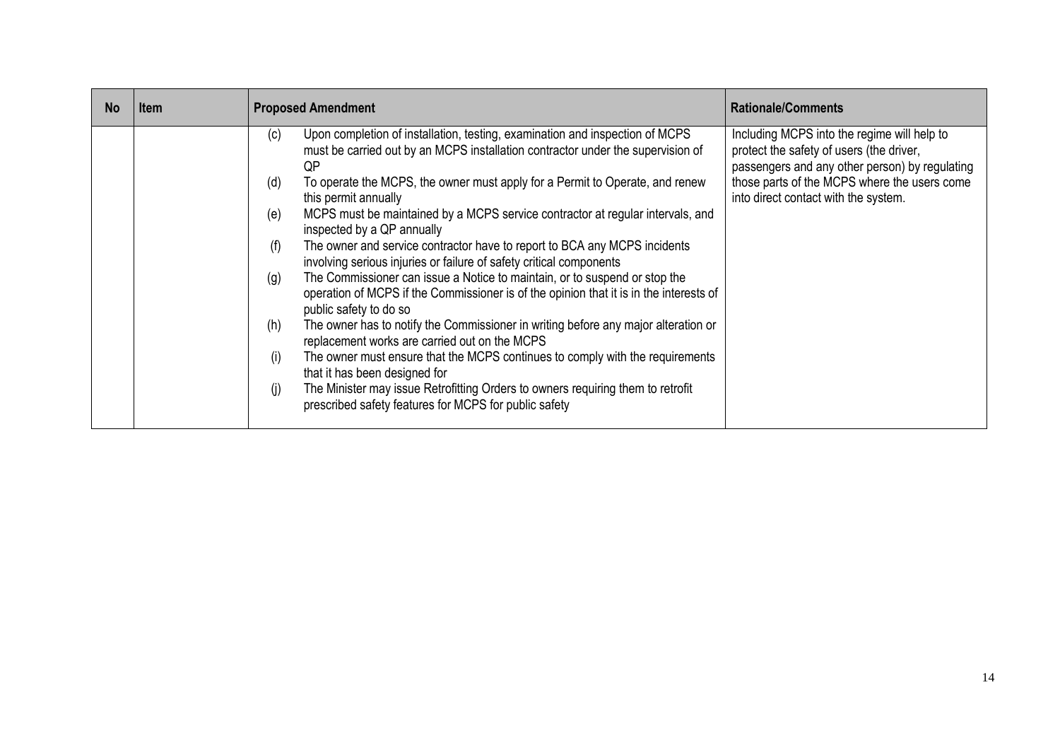| No | Item | Proposed Amendment | Rationale/Comments |
|---|---|---|---|
| | | (c) Upon completion of installation, testing, examination and inspection of MCPS must be carried out by an MCPS installation contractor under the supervision of QP<br>(d) To operate the MCPS, the owner must apply for a Permit to Operate, and renew this permit annually<br>(e) MCPS must be maintained by a MCPS service contractor at regular intervals, and inspected by a QP annually<br>(f) The owner and service contractor have to report to BCA any MCPS incidents involving serious injuries or failure of safety critical components<br>(g) The Commissioner can issue a Notice to maintain, or to suspend or stop the operation of MCPS if the Commissioner is of the opinion that it is in the interests of public safety to do so<br>(h) The owner has to notify the Commissioner in writing before any major alteration or replacement works are carried out on the MCPS<br>(i) The owner must ensure that the MCPS continues to comply with the requirements that it has been designed for<br>(j) The Minister may issue Retrofitting Orders to owners requiring them to retrofit prescribed safety features for MCPS for public safety | Including MCPS into the regime will help to protect the safety of users (the driver, passengers and any other person) by regulating those parts of the MCPS where the users come into direct contact with the system. |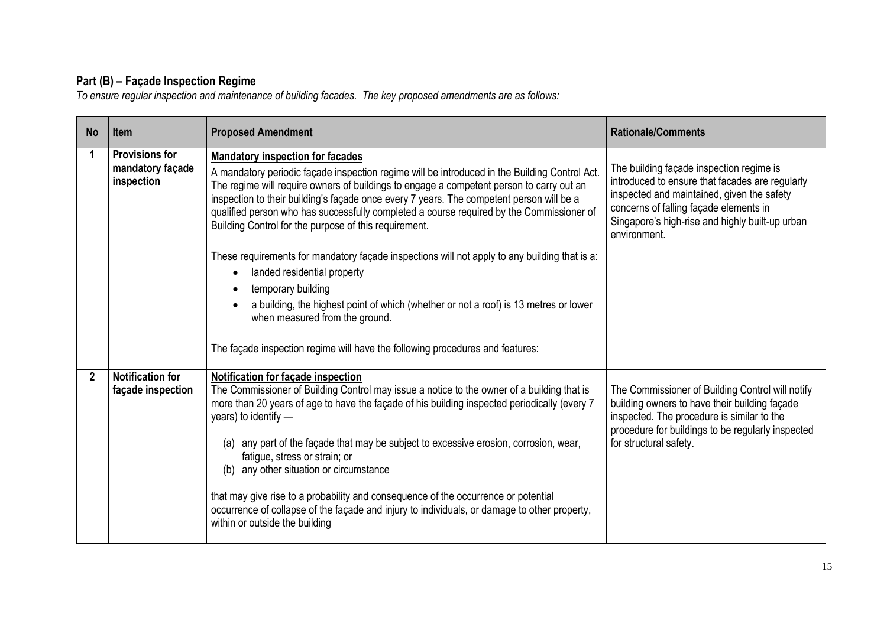## Part (B) – Façade Inspection Regime

*To ensure regular inspection and maintenance of building facades. The key proposed amendments are as follows:*

| No | Item | Proposed Amendment | Rationale/Comments |
|---|---|---|---|
| 1 | **Provisions for mandatory façade inspection** | <u>**Mandatory inspection for facades**</u><br>A mandatory periodic façade inspection regime will be introduced in the Building Control Act. The regime will require owners of buildings to engage a competent person to carry out an inspection to their building's façade once every 7 years. The competent person will be a qualified person who has successfully completed a course required by the Commissioner of Building Control for the purpose of this requirement.<br><br>These requirements for mandatory façade inspections will not apply to any building that is a:<br>• landed residential property<br>• temporary building<br>• a building, the highest point of which (whether or not a roof) is 13 metres or lower when measured from the ground.<br><br>The façade inspection regime will have the following procedures and features: | The building façade inspection regime is introduced to ensure that facades are regularly inspected and maintained, given the safety concerns of falling façade elements in Singapore's high-rise and highly built-up urban environment. |
| 2 | **Notification for façade inspection** | <u>**Notification for façade inspection**</u><br>The Commissioner of Building Control may issue a notice to the owner of a building that is more than 20 years of age to have the façade of his building inspected periodically (every 7 years) to identify —<br><br>(a) any part of the façade that may be subject to excessive erosion, corrosion, wear, fatigue, stress or strain; or<br>(b) any other situation or circumstance<br><br>that may give rise to a probability and consequence of the occurrence or potential occurrence of collapse of the façade and injury to individuals, or damage to other property, within or outside the building | The Commissioner of Building Control will notify building owners to have their building façade inspected. The procedure is similar to the procedure for buildings to be regularly inspected for structural safety. |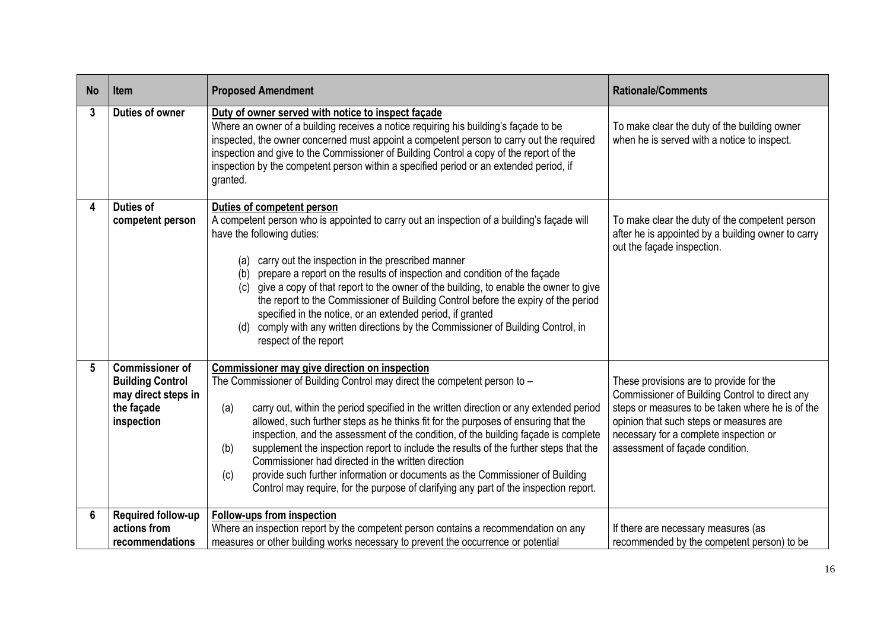| No | Item | Proposed Amendment | Rationale/Comments |
|---|---|---|---|
| 3 | **Duties of owner** | <u>**Duty of owner served with notice to inspect façade**</u><br>Where an owner of a building receives a notice requiring his building's façade to be inspected, the owner concerned must appoint a competent person to carry out the required inspection and give to the Commissioner of Building Control a copy of the report of the inspection by the competent person within a specified period or an extended period, if granted. | To make clear the duty of the building owner when he is served with a notice to inspect. |
| 4 | **Duties of competent person** | <u>**Duties of competent person**</u><br>A competent person who is appointed to carry out an inspection of a building's façade will have the following duties:<br>(a) carry out the inspection in the prescribed manner<br>(b) prepare a report on the results of inspection and condition of the façade<br>(c) give a copy of that report to the owner of the building, to enable the owner to give the report to the Commissioner of Building Control before the expiry of the period specified in the notice, or an extended period, if granted<br>(d) comply with any written directions by the Commissioner of Building Control, in respect of the report | To make clear the duty of the competent person after he is appointed by a building owner to carry out the façade inspection. |
| 5 | **Commissioner of Building Control may direct steps in the façade inspection** | <u>**Commissioner may give direction on inspection**</u><br>The Commissioner of Building Control may direct the competent person to –<br>(a) carry out, within the period specified in the written direction or any extended period allowed, such further steps as he thinks fit for the purposes of ensuring that the inspection, and the assessment of the condition, of the building façade is complete<br>(b) supplement the inspection report to include the results of the further steps that the Commissioner had directed in the written direction<br>(c) provide such further information or documents as the Commissioner of Building Control may require, for the purpose of clarifying any part of the inspection report. | These provisions are to provide for the Commissioner of Building Control to direct any steps or measures to be taken where he is of the opinion that such steps or measures are necessary for a complete inspection or assessment of façade condition. |
| 6 | **Required follow-up actions from recommendations** | <u>**Follow-ups from inspection**</u><br>Where an inspection report by the competent person contains a recommendation on any measures or other building works necessary to prevent the occurrence or potential | If there are necessary measures (as recommended by the competent person) to be |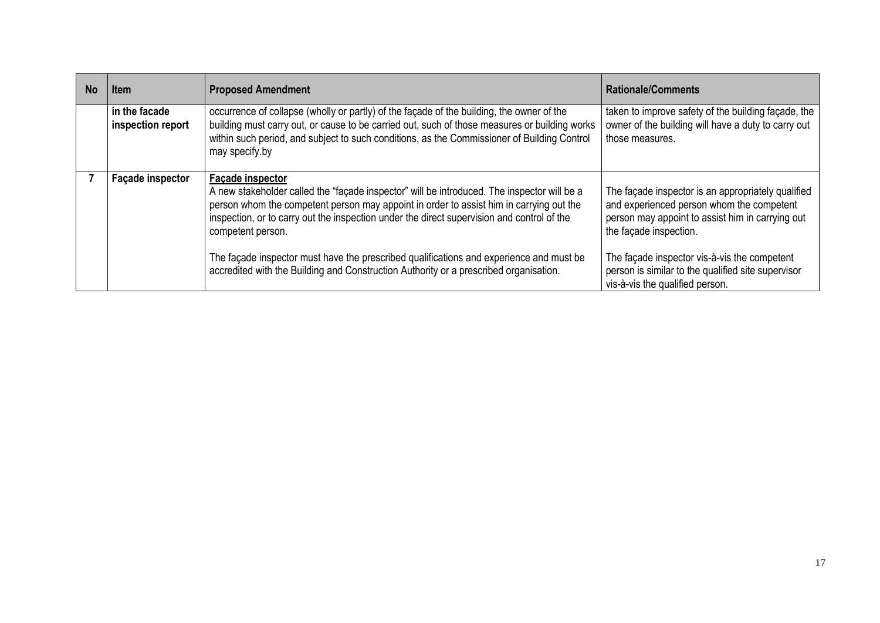| No | Item | Proposed Amendment | Rationale/Comments |
|---|---|---|---|
| | **in the facade inspection report** | occurrence of collapse (wholly or partly) of the façade of the building, the owner of the building must carry out, or cause to be carried out, such of those measures or building works within such period, and subject to such conditions, as the Commissioner of Building Control may specify.by | taken to improve safety of the building façade, the owner of the building will have a duty to carry out those measures. |
| **7** | **Façade inspector** | **<u>Façade inspector</u>**<br>A new stakeholder called the "façade inspector" will be introduced. The inspector will be a person whom the competent person may appoint in order to assist him in carrying out the inspection, or to carry out the inspection under the direct supervision and control of the competent person.<br><br>The façade inspector must have the prescribed qualifications and experience and must be accredited with the Building and Construction Authority or a prescribed organisation. | The façade inspector is an appropriately qualified and experienced person whom the competent person may appoint to assist him in carrying out the façade inspection.<br><br>The façade inspector vis-à-vis the competent person is similar to the qualified site supervisor vis-à-vis the qualified person. |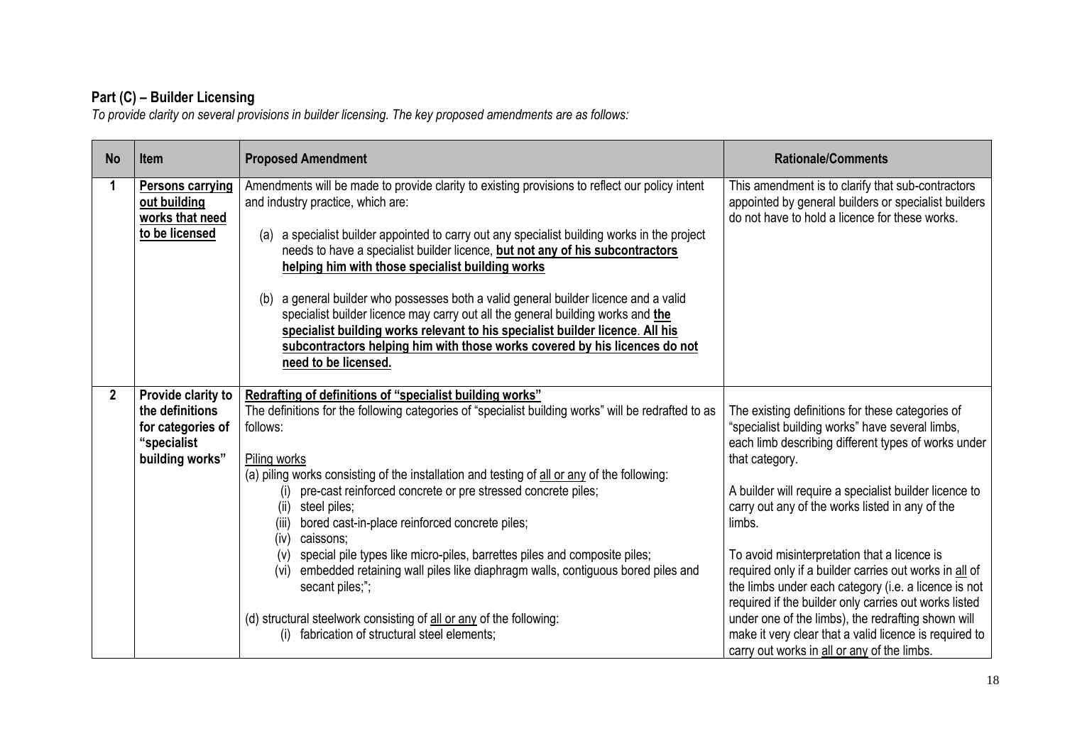## Part (C) – Builder Licensing

*To provide clarity on several provisions in builder licensing. The key proposed amendments are as follows:*

| No | Item | Proposed Amendment | Rationale/Comments |
|---|---|---|---|
| 1 | **Persons carrying out building works that need to be licensed** | Amendments will be made to provide clarity to existing provisions to reflect our policy intent and industry practice, which are:<br><br>(a) a specialist builder appointed to carry out any specialist building works in the project needs to have a specialist builder licence, **but not any of his subcontractors helping him with those specialist building works**<br><br>(b) a general builder who possesses both a valid general builder licence and a valid specialist builder licence may carry out all the general building works and **the specialist building works relevant to his specialist builder licence**. **All his subcontractors helping him with those works covered by his licences do not need to be licensed.** | This amendment is to clarify that sub-contractors appointed by general builders or specialist builders do not have to hold a licence for these works. |
| 2 | **Provide clarity to the definitions for categories of "specialist building works"** | **Redrafting of definitions of "specialist building works"**<br>The definitions for the following categories of "specialist building works" will be redrafted to as follows:<br><br>Piling works<br>(a) piling works consisting of the installation and testing of all or any of the following:<br>(i) pre-cast reinforced concrete or pre stressed concrete piles;<br>(ii) steel piles;<br>(iii) bored cast-in-place reinforced concrete piles;<br>(iv) caissons;<br>(v) special pile types like micro-piles, barrettes piles and composite piles;<br>(vi) embedded retaining wall piles like diaphragm walls, contiguous bored piles and secant piles;";<br><br>(d) structural steelwork consisting of all or any of the following:<br>(i) fabrication of structural steel elements; | The existing definitions for these categories of "specialist building works" have several limbs, each limb describing different types of works under that category.<br><br>A builder will require a specialist builder licence to carry out any of the works listed in any of the limbs.<br><br>To avoid misinterpretation that a licence is required only if a builder carries out works in all of the limbs under each category (i.e. a licence is not required if the builder only carries out works listed under one of the limbs), the redrafting shown will make it very clear that a valid licence is required to carry out works in all or any of the limbs. |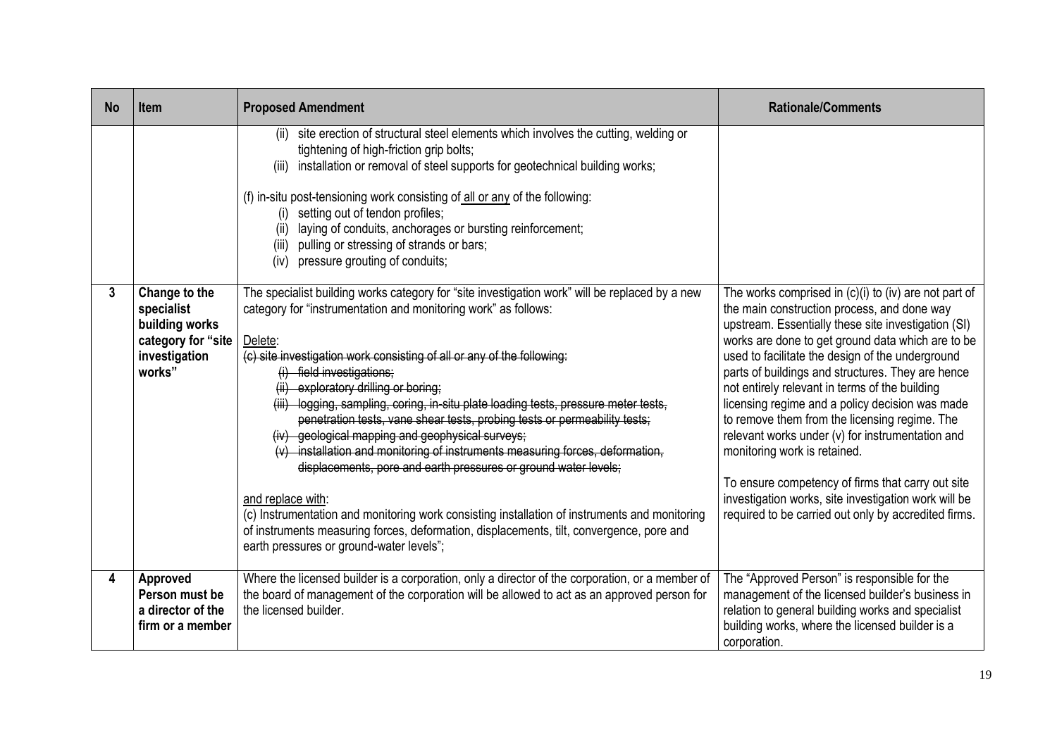| No | Item | Proposed Amendment | Rationale/Comments |
|---|---|---|---|
| | | (ii) site erection of structural steel elements which involves the cutting, welding or tightening of high-friction grip bolts;<br>(iii) installation or removal of steel supports for geotechnical building works;<br><br>(f) in-situ post-tensioning work consisting of <u>all or any</u> of the following:<br>(i) setting out of tendon profiles;<br>(ii) laying of conduits, anchorages or bursting reinforcement;<br>(iii) pulling or stressing of strands or bars;<br>(iv) pressure grouting of conduits; | |
| **3** | **Change to the specialist building works category for "site investigation works"** | The specialist building works category for "site investigation work" will be replaced by a new category for "instrumentation and monitoring work" as follows:<br><br><u>Delete</u>:<br>~~(c) site investigation work consisting of all or any of the following:~~<br>~~(i) field investigations;~~<br>~~(ii) exploratory drilling or boring;~~<br>~~(iii) logging, sampling, coring, in-situ plate loading tests, pressure meter tests, penetration tests, vane shear tests, probing tests or permeability tests;~~<br>~~(iv) geological mapping and geophysical surveys;~~<br>~~(v) installation and monitoring of instruments measuring forces, deformation, displacements, pore and earth pressures or ground water levels;~~<br><br><u>and replace with</u>:<br>(c) Instrumentation and monitoring work consisting installation of instruments and monitoring of instruments measuring forces, deformation, displacements, tilt, convergence, pore and earth pressures or ground-water levels"; | The works comprised in (c)(i) to (iv) are not part of the main construction process, and done way upstream. Essentially these site investigation (SI) works are done to get ground data which are to be used to facilitate the design of the underground parts of buildings and structures. They are hence not entirely relevant in terms of the building licensing regime and a policy decision was made to remove them from the licensing regime. The relevant works under (v) for instrumentation and monitoring work is retained.<br><br>To ensure competency of firms that carry out site investigation works, site investigation work will be required to be carried out only by accredited firms. |
| **4** | **Approved Person must be a director of the firm or a member** | Where the licensed builder is a corporation, only a director of the corporation, or a member of the board of management of the corporation will be allowed to act as an approved person for the licensed builder. | The "Approved Person" is responsible for the management of the licensed builder's business in relation to general building works and specialist building works, where the licensed builder is a corporation. |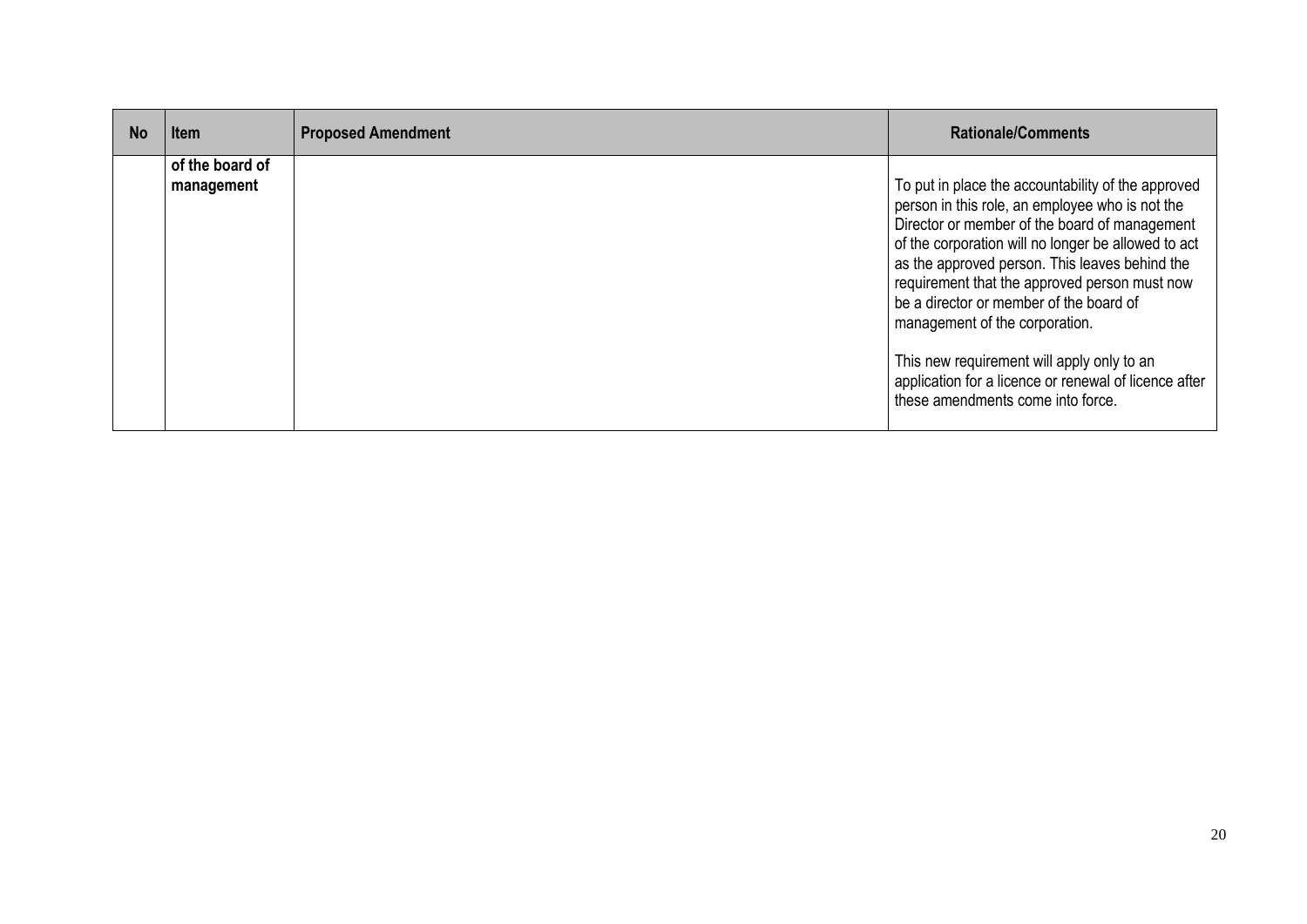| No | Item | Proposed Amendment | Rationale/Comments |
|---|---|---|---|
| | **of the board of management** | | To put in place the accountability of the approved person in this role, an employee who is not the Director or member of the board of management of the corporation will no longer be allowed to act as the approved person. This leaves behind the requirement that the approved person must now be a director or member of the board of management of the corporation.<br><br>This new requirement will apply only to an application for a licence or renewal of licence after these amendments come into force. |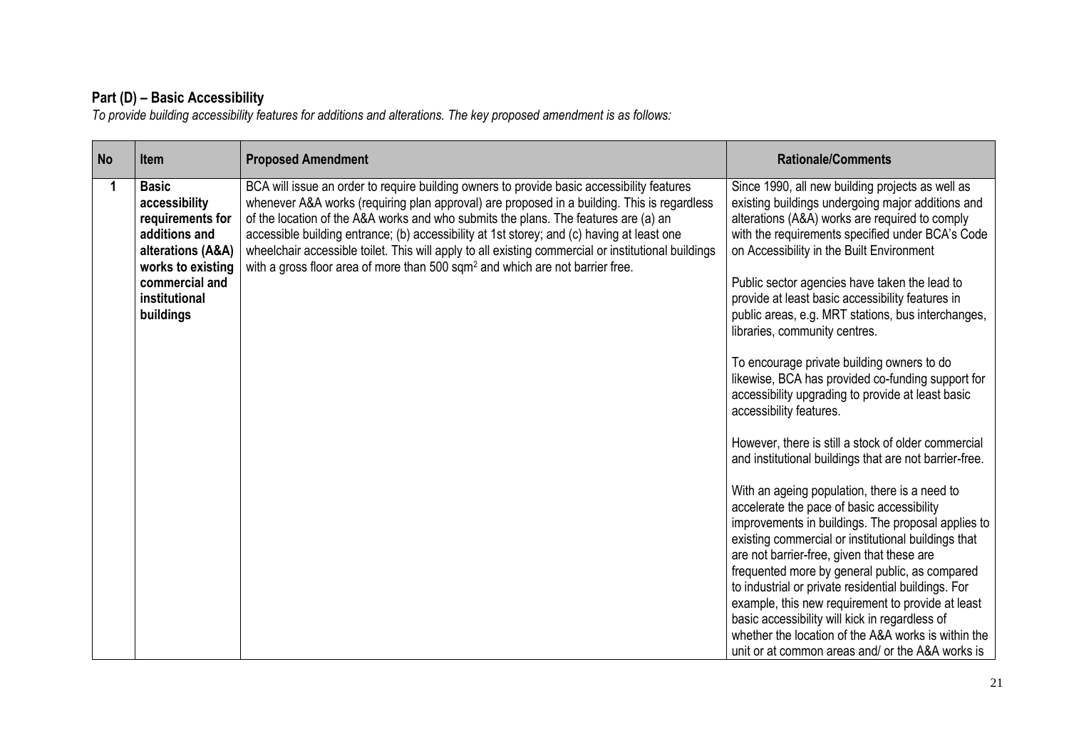## Part (D) – Basic Accessibility

*To provide building accessibility features for additions and alterations. The key proposed amendment is as follows:*

| No | Item | Proposed Amendment | Rationale/Comments |
|---|---|---|---|
| 1 | **Basic accessibility requirements for additions and alterations (A&A) works to existing commercial and institutional buildings** | BCA will issue an order to require building owners to provide basic accessibility features whenever A&A works (requiring plan approval) are proposed in a building. This is regardless of the location of the A&A works and who submits the plans. The features are (a) an accessible building entrance; (b) accessibility at 1st storey; and (c) having at least one wheelchair accessible toilet. This will apply to all existing commercial or institutional buildings with a gross floor area of more than 500 $sqm^2$ and which are not barrier free. | Since 1990, all new building projects as well as existing buildings undergoing major additions and alterations (A&A) works are required to comply with the requirements specified under BCA's Code on Accessibility in the Built Environment<br><br>Public sector agencies have taken the lead to provide at least basic accessibility features in public areas, e.g. MRT stations, bus interchanges, libraries, community centres.<br><br>To encourage private building owners to do likewise, BCA has provided co-funding support for accessibility upgrading to provide at least basic accessibility features.<br><br>However, there is still a stock of older commercial and institutional buildings that are not barrier-free.<br><br>With an ageing population, there is a need to accelerate the pace of basic accessibility improvements in buildings. The proposal applies to existing commercial or institutional buildings that are not barrier-free, given that these are frequented more by general public, as compared to industrial or private residential buildings. For example, this new requirement to provide at least basic accessibility will kick in regardless of whether the location of the A&A works is within the unit or at common areas and/ or the A&A works is |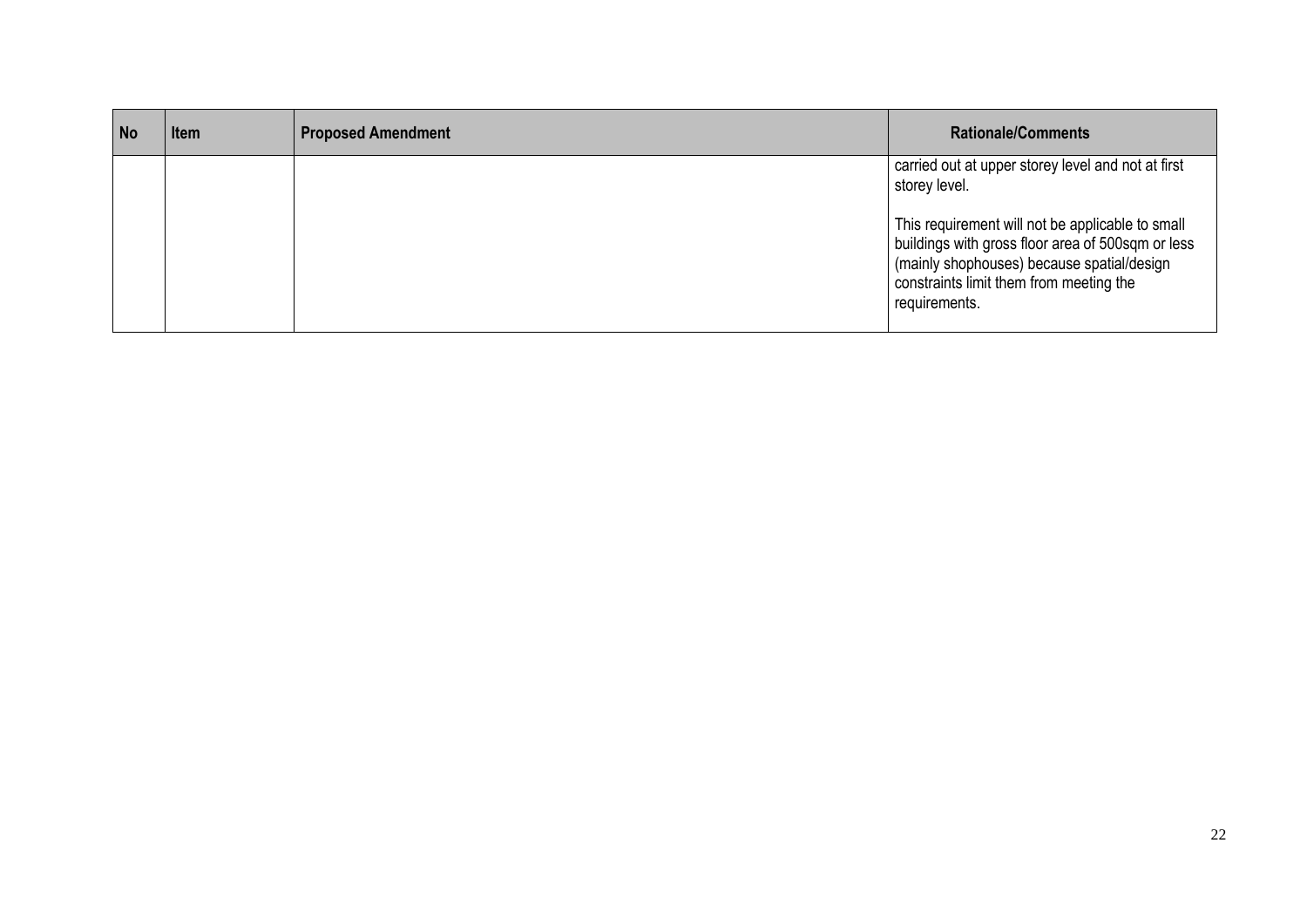| No | Item | Proposed Amendment | Rationale/Comments |
|---|---|---|---|
| | | | carried out at upper storey level and not at first storey level.<br><br>This requirement will not be applicable to small buildings with gross floor area of 500sqm or less (mainly shophouses) because spatial/design constraints limit them from meeting the requirements. |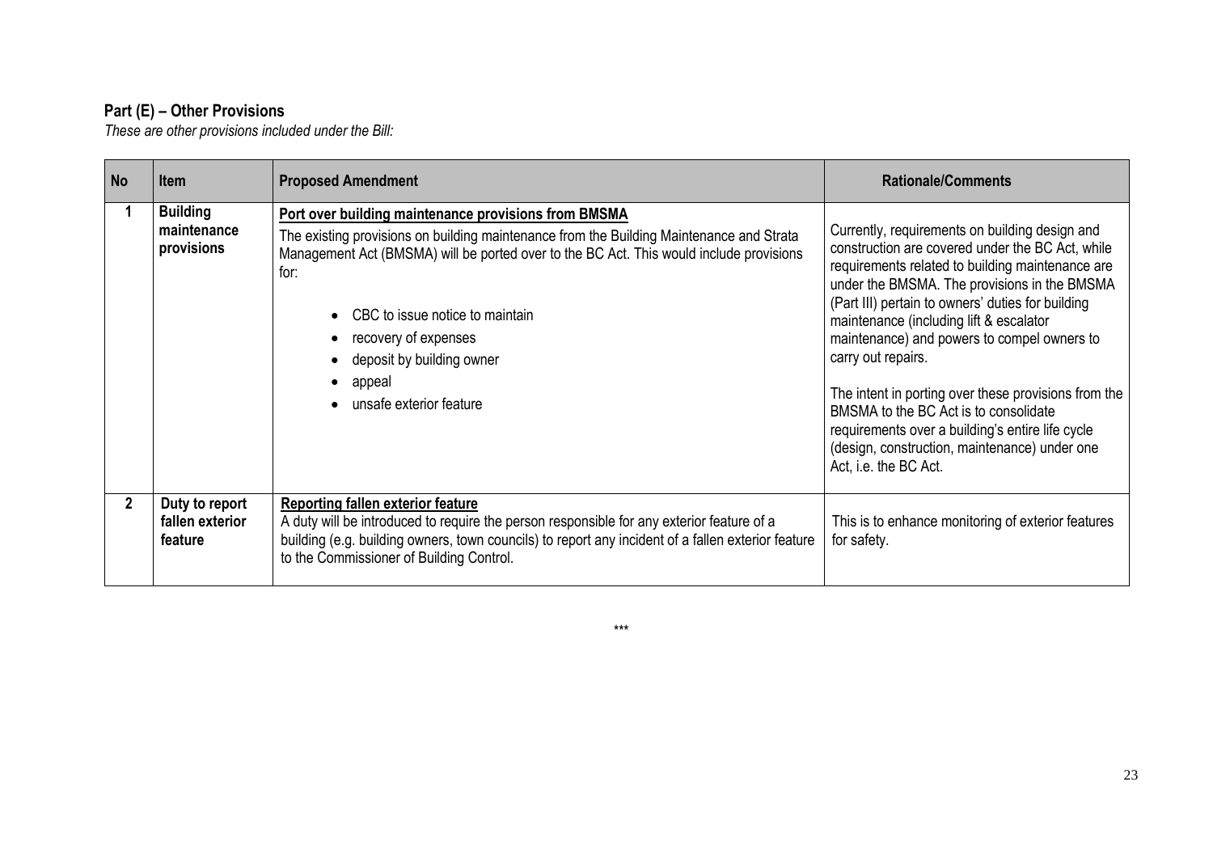## Part (E) – Other Provisions

*These are other provisions included under the Bill:*

| No | Item | Proposed Amendment | Rationale/Comments |
|---|---|---|---|
| 1 | **Building maintenance provisions** | **<u>Port over building maintenance provisions from BMSMA</u>**<br>The existing provisions on building maintenance from the Building Maintenance and Strata Management Act (BMSMA) will be ported over to the BC Act. This would include provisions for:<br>• CBC to issue notice to maintain<br>• recovery of expenses<br>• deposit by building owner<br>• appeal<br>• unsafe exterior feature | Currently, requirements on building design and construction are covered under the BC Act, while requirements related to building maintenance are under the BMSMA. The provisions in the BMSMA (Part III) pertain to owners' duties for building maintenance (including lift & escalator maintenance) and powers to compel owners to carry out repairs.<br><br>The intent in porting over these provisions from the BMSMA to the BC Act is to consolidate requirements over a building's entire life cycle (design, construction, maintenance) under one Act, i.e. the BC Act. |
| 2 | **Duty to report fallen exterior feature** | **<u>Reporting fallen exterior feature</u>**<br>A duty will be introduced to require the person responsible for any exterior feature of a building (e.g. building owners, town councils) to report any incident of a fallen exterior feature to the Commissioner of Building Control. | This is to enhance monitoring of exterior features for safety. |

***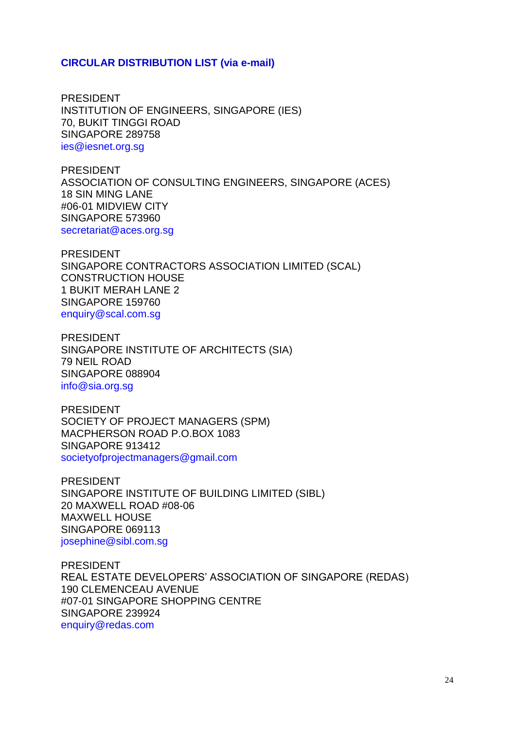**CIRCULAR DISTRIBUTION LIST (via e-mail)**

PRESIDENT
INSTITUTION OF ENGINEERS, SINGAPORE (IES)
70, BUKIT TINGGI ROAD
SINGAPORE 289758
ies@iesnet.org.sg

PRESIDENT
ASSOCIATION OF CONSULTING ENGINEERS, SINGAPORE (ACES)
18 SIN MING LANE
#06-01 MIDVIEW CITY
SINGAPORE 573960
secretariat@aces.org.sg

PRESIDENT
SINGAPORE CONTRACTORS ASSOCIATION LIMITED (SCAL)
CONSTRUCTION HOUSE
1 BUKIT MERAH LANE 2
SINGAPORE 159760
enquiry@scal.com.sg

PRESIDENT
SINGAPORE INSTITUTE OF ARCHITECTS (SIA)
79 NEIL ROAD
SINGAPORE 088904
info@sia.org.sg

PRESIDENT
SOCIETY OF PROJECT MANAGERS (SPM)
MACPHERSON ROAD P.O.BOX 1083
SINGAPORE 913412
societyofprojectmanagers@gmail.com

PRESIDENT
SINGAPORE INSTITUTE OF BUILDING LIMITED (SIBL)
20 MAXWELL ROAD #08-06
MAXWELL HOUSE
SINGAPORE 069113
josephine@sibl.com.sg

PRESIDENT
REAL ESTATE DEVELOPERS' ASSOCIATION OF SINGAPORE (REDAS)
190 CLEMENCEAU AVENUE
#07-01 SINGAPORE SHOPPING CENTRE
SINGAPORE 239924
enquiry@redas.com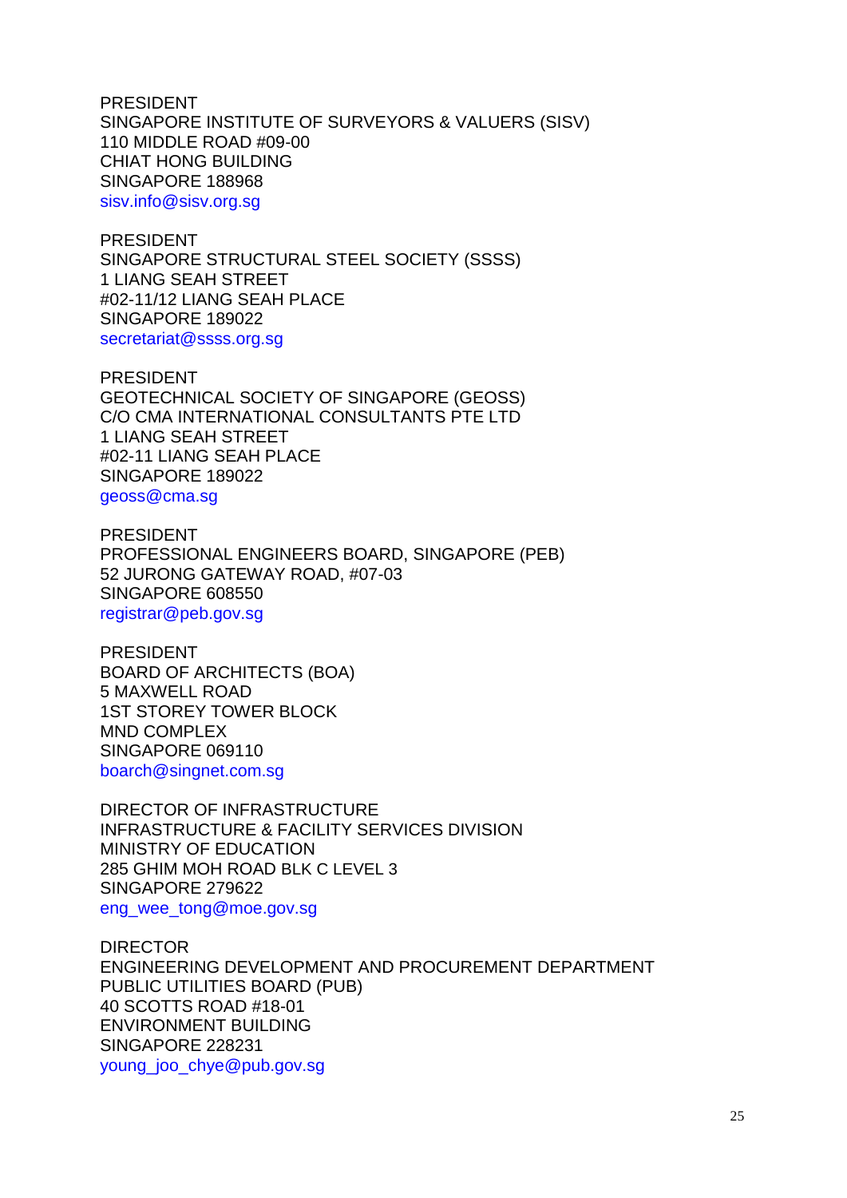PRESIDENT
SINGAPORE INSTITUTE OF SURVEYORS & VALUERS (SISV)
110 MIDDLE ROAD #09-00
CHIAT HONG BUILDING
SINGAPORE 188968
sisv.info@sisv.org.sg

PRESIDENT
SINGAPORE STRUCTURAL STEEL SOCIETY (SSSS)
1 LIANG SEAH STREET
#02-11/12 LIANG SEAH PLACE
SINGAPORE 189022
secretariat@ssss.org.sg

PRESIDENT
GEOTECHNICAL SOCIETY OF SINGAPORE (GEOSS)
C/O CMA INTERNATIONAL CONSULTANTS PTE LTD
1 LIANG SEAH STREET
#02-11 LIANG SEAH PLACE
SINGAPORE 189022
geoss@cma.sg

PRESIDENT
PROFESSIONAL ENGINEERS BOARD, SINGAPORE (PEB)
52 JURONG GATEWAY ROAD, #07-03
SINGAPORE 608550
registrar@peb.gov.sg

PRESIDENT
BOARD OF ARCHITECTS (BOA)
5 MAXWELL ROAD
1ST STOREY TOWER BLOCK
MND COMPLEX
SINGAPORE 069110
boarch@singnet.com.sg

DIRECTOR OF INFRASTRUCTURE
INFRASTRUCTURE & FACILITY SERVICES DIVISION
MINISTRY OF EDUCATION
285 GHIM MOH ROAD BLK C LEVEL 3
SINGAPORE 279622
eng_wee_tong@moe.gov.sg

DIRECTOR
ENGINEERING DEVELOPMENT AND PROCUREMENT DEPARTMENT
PUBLIC UTILITIES BOARD (PUB)
40 SCOTTS ROAD #18-01
ENVIRONMENT BUILDING
SINGAPORE 228231
young_joo_chye@pub.gov.sg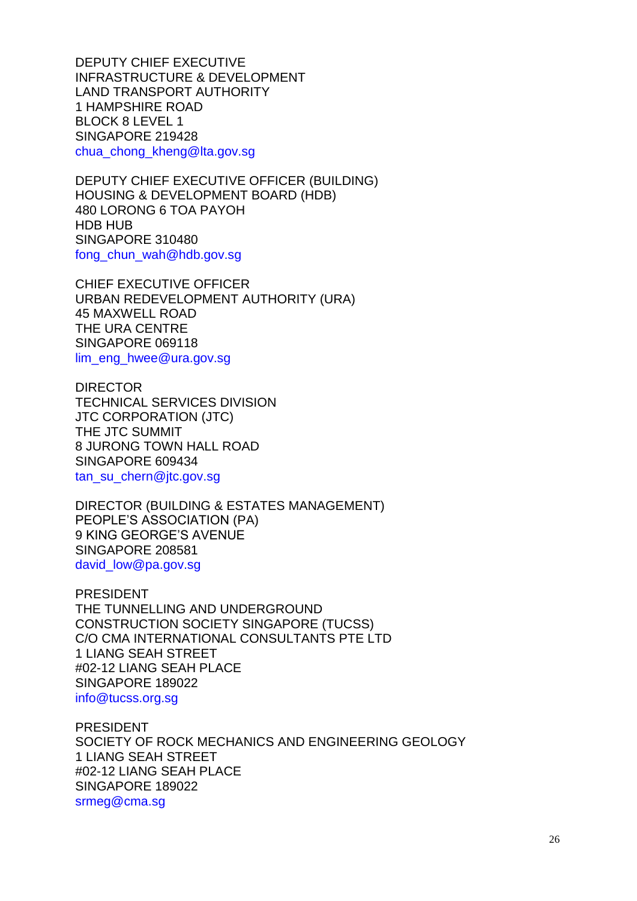DEPUTY CHIEF EXECUTIVE  
INFRASTRUCTURE & DEVELOPMENT  
LAND TRANSPORT AUTHORITY  
1 HAMPSHIRE ROAD  
BLOCK 8 LEVEL 1  
SINGAPORE 219428  
chua_chong_kheng@lta.gov.sg

DEPUTY CHIEF EXECUTIVE OFFICER (BUILDING)  
HOUSING & DEVELOPMENT BOARD (HDB)  
480 LORONG 6 TOA PAYOH  
HDB HUB  
SINGAPORE 310480  
fong_chun_wah@hdb.gov.sg

CHIEF EXECUTIVE OFFICER  
URBAN REDEVELOPMENT AUTHORITY (URA)  
45 MAXWELL ROAD  
THE URA CENTRE  
SINGAPORE 069118  
lim_eng_hwee@ura.gov.sg

DIRECTOR  
TECHNICAL SERVICES DIVISION  
JTC CORPORATION (JTC)  
THE JTC SUMMIT  
8 JURONG TOWN HALL ROAD  
SINGAPORE 609434  
tan_su_chern@jtc.gov.sg

DIRECTOR (BUILDING & ESTATES MANAGEMENT)  
PEOPLE'S ASSOCIATION (PA)  
9 KING GEORGE'S AVENUE  
SINGAPORE 208581  
david_low@pa.gov.sg

PRESIDENT  
THE TUNNELLING AND UNDERGROUND  
CONSTRUCTION SOCIETY SINGAPORE (TUCSS)  
C/O CMA INTERNATIONAL CONSULTANTS PTE LTD  
1 LIANG SEAH STREET  
#02-12 LIANG SEAH PLACE  
SINGAPORE 189022  
info@tucss.org.sg

PRESIDENT  
SOCIETY OF ROCK MECHANICS AND ENGINEERING GEOLOGY  
1 LIANG SEAH STREET  
#02-12 LIANG SEAH PLACE  
SINGAPORE 189022  
srmeg@cma.sg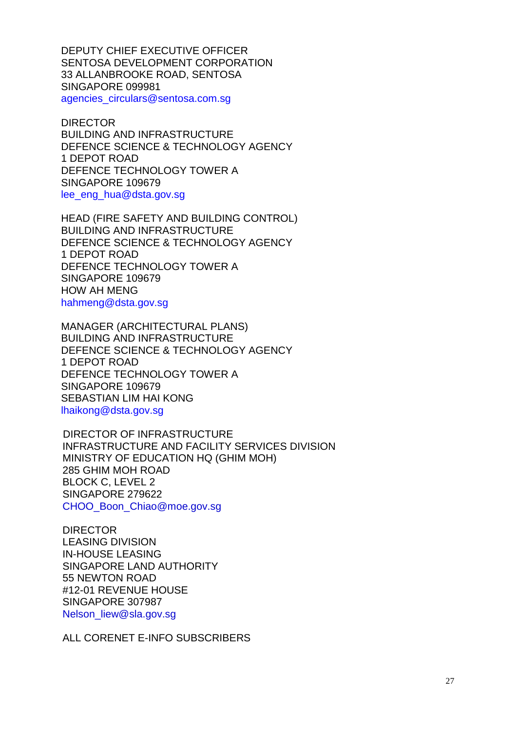DEPUTY CHIEF EXECUTIVE OFFICER
SENTOSA DEVELOPMENT CORPORATION
33 ALLANBROOKE ROAD, SENTOSA
SINGAPORE 099981
agencies_circulars@sentosa.com.sg

DIRECTOR
BUILDING AND INFRASTRUCTURE
DEFENCE SCIENCE & TECHNOLOGY AGENCY
1 DEPOT ROAD
DEFENCE TECHNOLOGY TOWER A
SINGAPORE 109679
lee_eng_hua@dsta.gov.sg

HEAD (FIRE SAFETY AND BUILDING CONTROL)
BUILDING AND INFRASTRUCTURE
DEFENCE SCIENCE & TECHNOLOGY AGENCY
1 DEPOT ROAD
DEFENCE TECHNOLOGY TOWER A
SINGAPORE 109679
HOW AH MENG
hahmeng@dsta.gov.sg

MANAGER (ARCHITECTURAL PLANS)
BUILDING AND INFRASTRUCTURE
DEFENCE SCIENCE & TECHNOLOGY AGENCY
1 DEPOT ROAD
DEFENCE TECHNOLOGY TOWER A
SINGAPORE 109679
SEBASTIAN LIM HAI KONG
lhaikong@dsta.gov.sg

DIRECTOR OF INFRASTRUCTURE
INFRASTRUCTURE AND FACILITY SERVICES DIVISION
MINISTRY OF EDUCATION HQ (GHIM MOH)
285 GHIM MOH ROAD
BLOCK C, LEVEL 2
SINGAPORE 279622
CHOO_Boon_Chiao@moe.gov.sg

DIRECTOR
LEASING DIVISION
IN-HOUSE LEASING
SINGAPORE LAND AUTHORITY
55 NEWTON ROAD
#12-01 REVENUE HOUSE
SINGAPORE 307987
Nelson_liew@sla.gov.sg

ALL CORENET E-INFO SUBSCRIBERS